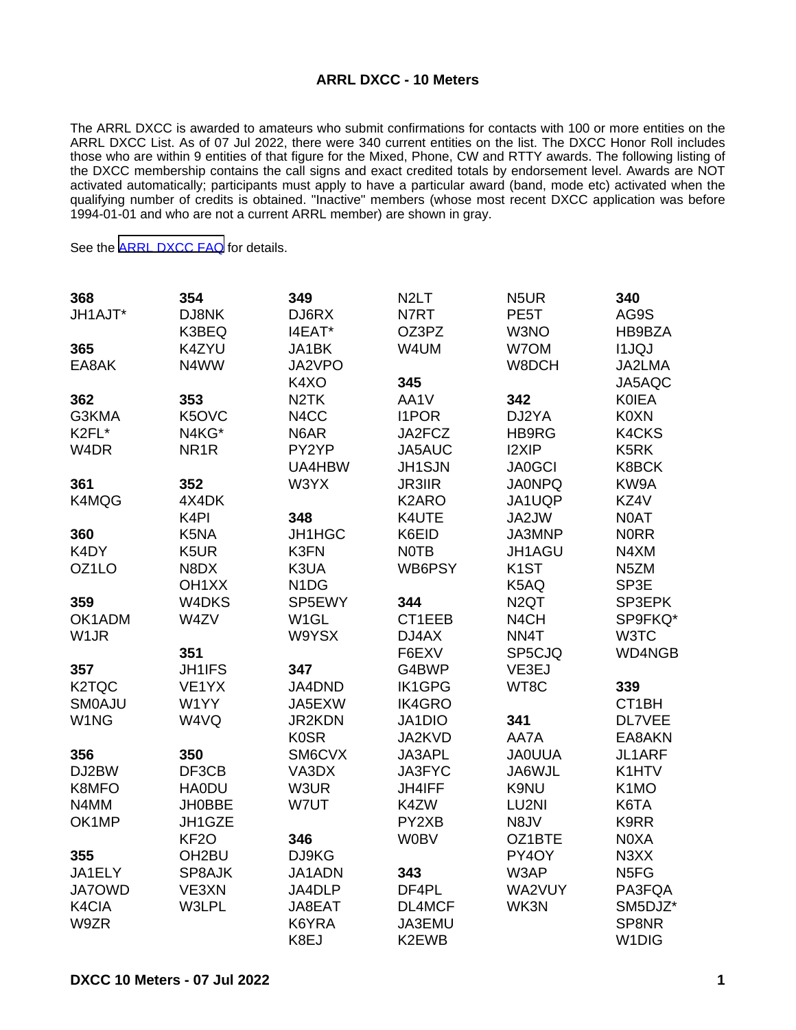**ARRL DXCC - 10 Meters**

The ARRL DXCC is awarded to amateurs who submit confirmations for contacts with 100 or more entities on the ARRL DXCC List. As of 07 Jul 2022, there were 340 current entities on the list. The DXCC Honor Roll includes those who are within 9 entities of that figure for the Mixed, Phone, CW and RTTY awards. The following listing of the DXCC membership contains the call signs and exact credited totals by endorsement level. Awards are NOT activated automatically; participants must apply to have a particular award (band, mode etc) activated when the qualifying number of credits is obtained. "Inactive" members (whose most recent DXCC application was before 1994-01-01 and who are not a current ARRL member) are shown in gray.

See the ARRL DXCC FAQ for details.

**368**
JH1AJT*

**365**
EA8AK

**362**
G3KMA
K2FL*
W4DR

**361**
K4MQG

**360**
K4DY
OZ1LO

**359**
OK1ADM
W1JR

**357**
K2TQC
SM0AJU
W1NG

**356**
DJ2BW
K8MFO
N4MM
OK1MP

**355**
JA1ELY
JA7OWD
K4CIA
W9ZR

**354**
DJ8NK
K3BEQ
K4ZYU
N4WW

**353**
K5OVC
N4KG*
NR1R

**352**
4X4DK
K4PI
K5NA
K5UR
N8DX
OH1XX
W4DKS
W4ZV

**351**
JH1IFS
VE1YX
W1YY
W4VQ

**350**
DF3CB
HA0DU
JH0BBE
JH1GZE
KF2O
OH2BU
SP8AJK
VE3XN
W3LPL

**349**
DJ6RX
I4EAT*
JA1BK
JA2VPO
K4XO
N2TK
N4CC
N6AR
PY2YP
UA4HBW
W3YX

**348**
JH1HGC
K3FN
K3UA
N1DG
SP5EWY
W1GL
W9YSX

**347**
JA4DND
JA5EXW
JR2KDN
K0SR
SM6CVX
VA3DX
W3UR
W7UT

**346**
DJ9KG
JA1ADN
JA4DLP
JA8EAT
K6YRA
K8EJ
N2LT
N7RT
OZ3PZ
W4UM

**345**
AA1V
I1POR
JA2FCZ
JA5AUC
JH1SJN
JR3IIR
K2ARO
K4UTE
K6EID
N0TB
WB6PSY

**344**
CT1EEB
DJ4AX
F6EXV
G4BWP
IK1GPG
IK4GRO
JA1DIO
JA2KVD
JA3APL
JA3FYC
JH4IFF
K4ZW
PY2XB
W0BV

**343**
DF4PL
DL4MCF
JA3EMU
K2EWB
N5UR
PE5T
W3NO
W7OM
W8DCH

**342**
DJ2YA
HB9RG
I2XIP
JA0GCI
JA0NPQ
JA1UQP
JA2JW
JA3MNP
JH1AGU
K1ST
K5AQ
N2QT
N4CH
NN4T
SP5CJQ
VE3EJ
WT8C

**341**
AA7A
JA0UUA
JA6WJL
K9NU
LU2NI
N8JV
OZ1BTE
PY4OY
W3AP
WA2VUY
WK3N

**340**
AG9S
HB9BZA
I1JQJ
JA2LMA
JA5AQC
K0IEA
K0XN
K4CKS
K5RK
K8BCK
KW9A
KZ4V
N0AT
N0RR
N4XM
N5ZM
SP3E
SP3EPK
SP9FKQ*
W3TC
WD4NGB

**339**
CT1BH
DL7VEE
EA8AKN
JL1ARF
K1HTV
K1MO
K6TA
K9RR
N0XA
N3XX
N5FG
PA3FQA
SM5DJZ*
SP8NR
W1DIG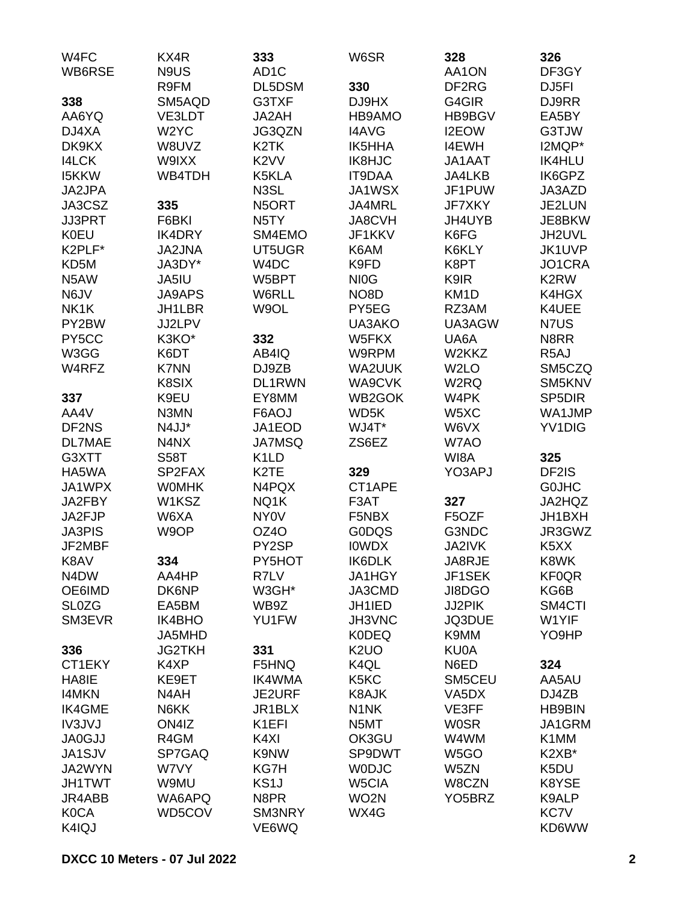W4FC
WB6RSE

**338**
AA6YQ
DJ4XA
DK9KX
I4LCK
I5KKW
JA2JPA
JA3CSZ
JJ3PRT
K0EU
K2PLF*
KD5M
N5AW
N6JV
NK1K
PY2BW
PY5CC
W3GG
W4RFZ

**337**
AA4V
DF2NS
DL7MAE
G3XTT
HA5WA
JA1WPX
JA2FBY
JA2FJP
JA3PIS
JF2MBF
K8AV
N4DW
OE6IMD
SL0ZG
SM3EVR

**336**
CT1EKY
HA8IE
I4MKN
IK4GME
IV3JVJ
JA0GJJ
JA1SJV
JA2WYN
JH1TWT
JR4ABB
K0CA
K4IQJ
KX4R
N9US
R9FM
SM5AQD
VE3LDT
W2YC
W8UVZ
W9IXX
WB4TDH

**335**
F6BKI
IK4DRY
JA2JNA
JA3DY*
JA5IU
JA9APS
JH1LBR
JJ2LPV
K3KO*
K6DT
K7NN
K8SIX
K9EU
N3MN
N4JJ*
N4NX
S58T
SP2FAX
W0MHK
W1KSZ
W6XA
W9OP

**334**
AA4HP
DK6NP
EA5BM
IK4BHO
JA5MHD
JG2TKH
K4XP
KE9ET
N4AH
N6KK
ON4IZ
R4GM
SP7GAQ
W7VY
W9MU
WA6APQ
WD5COV

**333**
AD1C
DL5DSM
G3TXF
JA2AH
JG3QZN
K2TK
K2VV
K5KLA
N3SL
N5ORT
N5TY
SM4EMO
UT5UGR
W4DC
W5BPT
W6RLL
W9OL

**332**
AB4IQ
DJ9ZB
DL1RWN
EY8MM
F6AOJ
JA1EOD
JA7MSQ
K1LD
K2TE
N4PQX
NQ1K
NY0V
OZ4O
PY2SP
PY5HOT
R7LV
W3GH*
WB9Z
YU1FW

**331**
F5HNQ
IK4WMA
JE2URF
JR1BLX
K1EFI
K4XI
K9NW
KG7H
KS1J
N8PR
SM3NRY
VE6WQ
W6SR

**330**
DJ9HX
HB9AMO
I4AVG
IK5HHA
IK8HJC
IT9DAA
JA1WSX
JA4MRL
JA8CVH
JF1KKV
K6AM
K9FD
NI0G
NO8D
PY5EG
UA3AKO
W5FKX
W9RPM
WA2UUK
WA9CVK
WB2GOK
WD5K
WJ4T*
ZS6EZ

**329**
CT1APE
F3AT
F5NBX
G0DQS
I0WDX
IK6DLK
JA1HGY
JA3CMD
JH1IED
JH3VNC
K0DEQ
K2UO
K4QL
K5KC
K8AJK
N1NK
N5MT
OK3GU
SP9DWT
W0DJC
W5CIA
WO2N
WX4G

**328**
AA1ON
DF2RG
G4GIR
HB9BGV
I2EOW
I4EWH
JA1AAT
JA4LKB
JF1PUW
JF7XKY
JH4UYB
K6FG
K6KLY
K8PT
K9IR
KM1D
RZ3AM
UA3AGW
UA6A
W2KKZ
W2LO
W2RQ
W4PK
W5XC
W6VX
W7AO
WI8A
YO3APJ

**327**
F5OZF
G3NDC
JA2IVK
JA8RJE
JF1SEK
JI8DGO
JJ2PIK
JQ3DUE
K9MM
KU0A
N6ED
SM5CEU
VA5DX
VE3FF
W0SR
W4WM
W5GO
W5ZN
W8CZN
YO5BRZ

**326**
DF3GY
DJ5FI
DJ9RR
EA5BY
G3TJW
I2MQP*
IK4HLU
IK6GPZ
JA3AZD
JE2LUN
JE8BKW
JH2UVL
JK1UVP
JO1CRA
K2RW
K4HGX
K4UEE
N7US
N8RR
R5AJ
SM5CZQ
SM5KNV
SP5DIR
WA1JMP
YV1DIG

**325**
DF2IS
G0JHC
JA2HQZ
JH1BXH
JR3GWZ
K5XX
K8WK
KF0QR
KG6B
SM4CTI
W1YIF
YO9HP

**324**
AA5AU
DJ4ZB
HB9BIN
JA1GRM
K1MM
K2XB*
K5DU
K8YSE
K9ALP
KC7V
KD6WW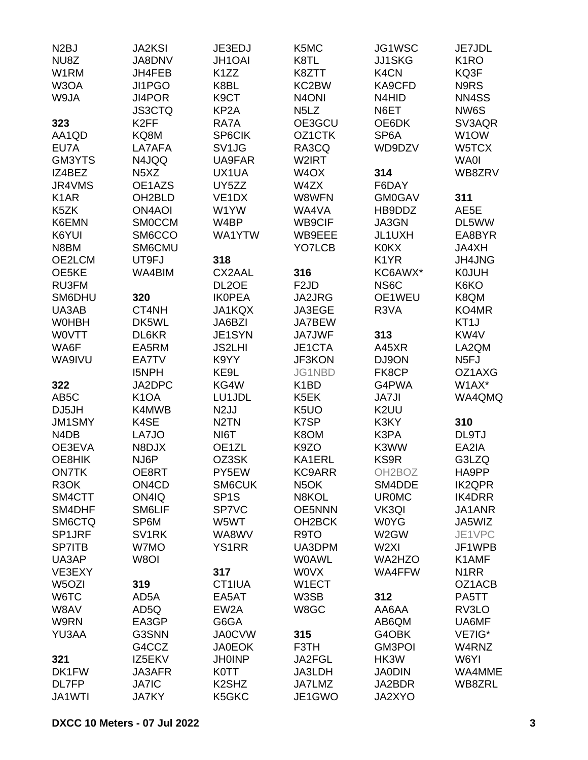N2BJ
NU8Z
W1RM
W3OA
W9JA

**323**
AA1QD
EU7A
GM3YTS
IZ4BEZ
JR4VMS
K1AR
K5ZK
K6EMN
K6YUI
N8BM
OE2LCM
OE5KE
RU3FM
SM6DHU
UA3AB
W0HBH
W0VTT
WA6F
WA9IVU

**322**
AB5C
DJ5JH
JM1SMY
N4DB
OE3EVA
OE8HIK
ON7TK
R3OK
SM4CTT
SM4DHF
SM6CTQ
SP1JRF
SP7ITB
UA3AP
VE3EXY
W5OZI
W6TC
W8AV
W9RN
YU3AA

**321**
DK1FW
DL7FP
JA1WTI
JA2KSI
JA8DNV
JH4FEB
JI1PGO
JI4POR
JS3CTQ
K2FF
KQ8M
LA7AFA
N4JQQ
N5XZ
OE1AZS
OH2BLD
ON4AOI
SM0CCM
SM6CCO
SM6CMU
UT9FJ
WA4BIM

**320**
CT4NH
DK5WL
DL6KR
EA5RM
EA7TV
I5NPH
JA2DPC
K1OA
K4MWB
K4SE
LA7JO
N8DJX
NJ6P
OE8RT
ON4CD
ON4IQ
SM6LIF
SP6M
SV1RK
W7MO
W8OI

**319**
AD5A
AD5Q
EA3GP
G3SNN
G4CCZ
IZ5EKV
JA3AFR
JA7IC
JA7KY
JE3EDJ
JH1OAI
K1ZZ
K8BL
K9CT
KP2A
RA7A
SP6CIK
SV1JG
UA9FAR
UX1UA
UY5ZZ
VE1DX
W1YW
W4BP
WA1YTW

**318**
CX2AAL
DL2OE
IK0PEA
JA1KQX
JA6BZI
JE1SYN
JS2LHI
K9YY
KE9L
KG4W
LU1JDL
N2JJ
N2TN
NI6T
OE1ZL
OZ3SK
PY5EW
SM6CUK
SP1S
SP7VC
W5WT
WA8WV
YS1RR

**317**
CT1IUA
EA5AT
EW2A
G6GA
JA0CVW
JA0EOK
JH0INP
K0TT
K2SHZ
K5GKC
K5MC
K8TL
K8ZTT
KC2BW
N4ONI
N5LZ
OE3GCU
OZ1CTK
RA3CQ
W2IRT
W4OX
W4ZX
W8WFN
WA4VA
WB9CIF
WB9EEE
YO7LCB

**316**
F2JD
JA2JRG
JA3EGE
JA7BEW
JA7JWF
JE1CTA
JF3KON
JG1NBD
K1BD
K5EK
K5UO
K7SP
K8OM
K9ZO
KA1ERL
KC9ARR
N5OK
N8KOL
OE5NNN
OH2BCK
R9TO
UA3DPM
W0AWL
W0VX
W1ECT
W3SB
W8GC

**315**
F3TH
JA2FGL
JA3LDH
JA7LMZ
JE1GWO
JG1WSC
JJ1SKG
K4CN
KA9CFD
N4HID
N6ET
OE6DK
SP6A
WD9DZV

**314**
F6DAY
GM0GAV
HB9DDZ
JA3GN
JL1UXH
K0KX
K1YR
KC6AWX*
NS6C
OE1WEU
R3VA

**313**
A45XR
DJ9ON
FK8CP
G4PWA
JA7JI
K2UU
K3KY
K3PA
K3WW
KS9R
OH2BOZ
SM4DDE
UR0MC
VK3QI
W0YG
W2GW
W2XI
WA2HZO
WA4FFW

**312**
AA6AA
AB6QM
G4OBK
GM3POI
HK3W
JA0DIN
JA2BDR
JA2XYO
JE7JDL
K1RO
KQ3F
N9RS
NN4SS
NW6S
SV3AQR
W1OW
W5TCX
WA0I
WB8ZRV

**311**
AE5E
DL5WW
EA8BYR
JA4XH
JH4JNG
K0JUH
K6KO
K8QM
KO4MR
KT1J
KW4V
LA2QM
N5FJ
OZ1AXG
W1AX*
WA4QMQ

**310**
DL9TJ
EA2IA
G3LZQ
HA9PP
IK2QPR
IK4DRR
JA1ANR
JA5WIZ
JE1VPC
JF1WPB
K1AMF
N1RR
OZ1ACB
PA5TT
RV3LO
UA6MF
VE7IG*
W4RNZ
W6YI
WA4MME
WB8ZRL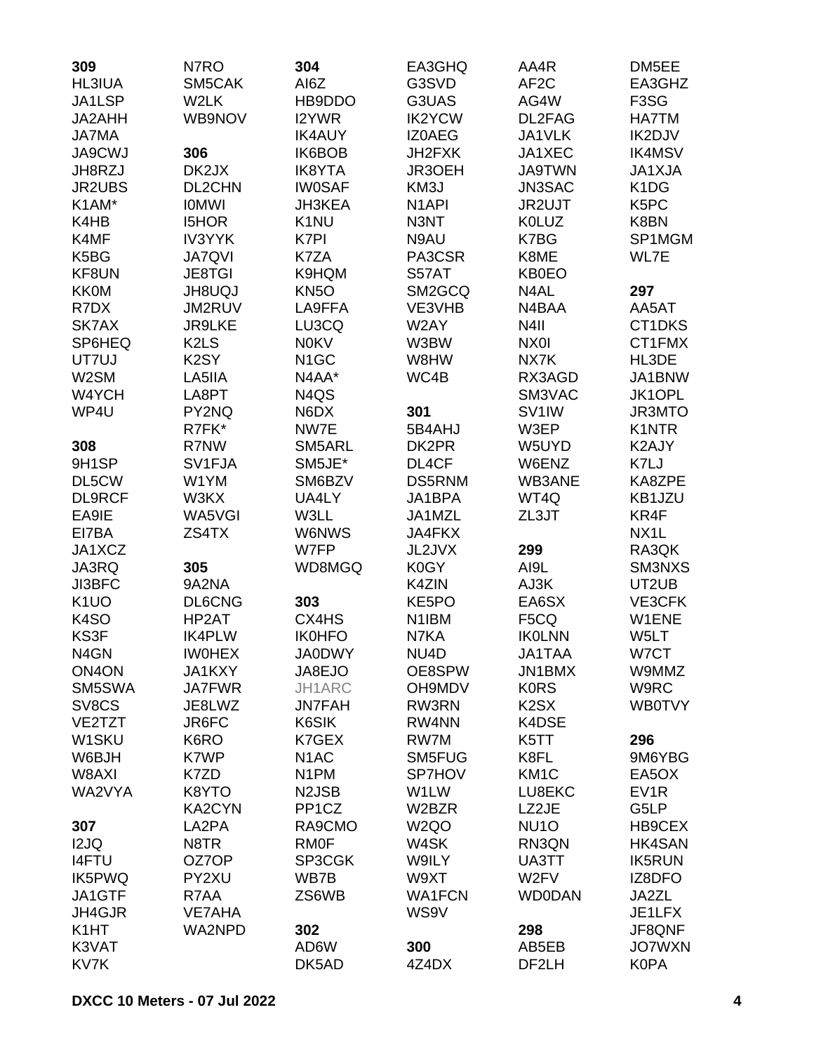**309**
HL3IUA
JA1LSP
JA2AHH
JA7MA
JA9CWJ
JH8RZJ
JR2UBS
K1AM*
K4HB
K4MF
K5BG
KF8UN
KK0M
R7DX
SK7AX
SP6HEQ
UT7UJ
W2SM
W4YCH
WP4U

**308**
9H1SP
DL5CW
DL9RCF
EA9IE
EI7BA
JA1XCZ
JA3RQ
JI3BFC
K1UO
K4SO
KS3F
N4GN
ON4ON
SM5SWA
SV8CS
VE2TZT
W1SKU
W6BJH
W8AXI
WA2VYA

**307**
I2JQ
I4FTU
IK5PWQ
JA1GTF
JH4GJR
K1HT
K3VAT
KV7K
N7RO
SM5CAK
W2LK
WB9NOV

**306**
DK2JX
DL2CHN
I0MWI
I5HOR
IV3YYK
JA7QVI
JE8TGI
JH8UQJ
JM2RUV
JR9LKE
K2LS
K2SY
LA5IIA
LA8PT
PY2NQ
R7FK*
R7NW
SV1FJA
W1YM
W3KX
WA5VGI
ZS4TX

**305**
9A2NA
DL6CNG
HP2AT
IK4PLW
IW0HEX
JA1KXY
JA7FWR
JE8LWZ
JR6FC
K6RO
K7WP
K7ZD
K8YTO
KA2CYN
LA2PA
N8TR
OZ7OP
PY2XU
R7AA
VE7AHA
WA2NPD

**304**
AI6Z
HB9DDO
I2YWR
IK4AUY
IK6BOB
IK8YTA
IW0SAF
JH3KEA
K1NU
K7PI
K7ZA
K9HQM
KN5O
LA9FFA
LU3CQ
N0KV
N1GC
N4AA*
N4QS
N6DX
NW7E
SM5ARL
SM5JE*
SM6BZV
UA4LY
W3LL
W6NWS
W7FP
WD8MGQ

**303**
CX4HS
IK0HFO
JA0DWY
JA8EJO
JH1ARC
JN7FAH
K6SIK
K7GEX
N1AC
N1PM
N2JSB
PP1CZ
RA9CMO
RM0F
SP3CGK
WB7B
ZS6WB

**302**
AD6W
DK5AD
EA3GHQ
G3SVD
G3UAS
IK2YCW
IZ0AEG
JH2FXK
JR3OEH
KM3J
N1API
N3NT
N9AU
PA3CSR
S57AT
SM2GCQ
VE3VHB
W2AY
W3BW
W8HW
WC4B

**301**
5B4AHJ
DK2PR
DL4CF
DS5RNM
JA1BPA
JA1MZL
JA4FKX
JL2JVX
K0GY
K4ZIN
KE5PO
N1IBM
N7KA
NU4D
OE8SPW
OH9MDV
RW3RN
RW4NN
RW7M
SM5FUG
SP7HOV
W1LW
W2BZR
W2QO
W4SK
W9ILY
W9XT
WA1FCN
WS9V

**300**
4Z4DX
AA4R
AF2C
AG4W
DL2FAG
JA1VLK
JA1XEC
JA9TWN
JN3SAC
JR2UJT
K0LUZ
K7BG
K8ME
KB0EO
N4AL
N4BAA
N4II
NX0I
NX7K
RX3AGD
SM3VAC
SV1IW
W3EP
W5UYD
W6ENZ
WB3ANE
WT4Q
ZL3JT

**299**
AI9L
AJ3K
EA6SX
F5CQ
IK0LNN
JA1TAA
JN1BMX
K0RS
K2SX
K4DSE
K5TT
K8FL
KM1C
LU8EKC
LZ2JE
NU1O
RN3QN
UA3TT
W2FV
WD0DAN

**298**
AB5EB
DF2LH
DM5EE
EA3GHZ
F3SG
HA7TM
IK2DJV
IK4MSV
JA1XJA
K1DG
K5PC
K8BN
SP1MGM
WL7E

**297**
AA5AT
CT1DKS
CT1FMX
HL3DE
JA1BNW
JK1OPL
JR3MTO
K1NTR
K2AJY
K7LJ
KA8ZPE
KB1JZU
KR4F
NX1L
RA3QK
SM3NXS
UT2UB
VE3CFK
W1ENE
W5LT
W7CT
W9MMZ
W9RC
WB0TVY

**296**
9M6YBG
EA5OX
EV1R
G5LP
HB9CEX
HK4SAN
IK5RUN
IZ8DFO
JA2ZL
JE1LFX
JF8QNF
JO7WXN
K0PA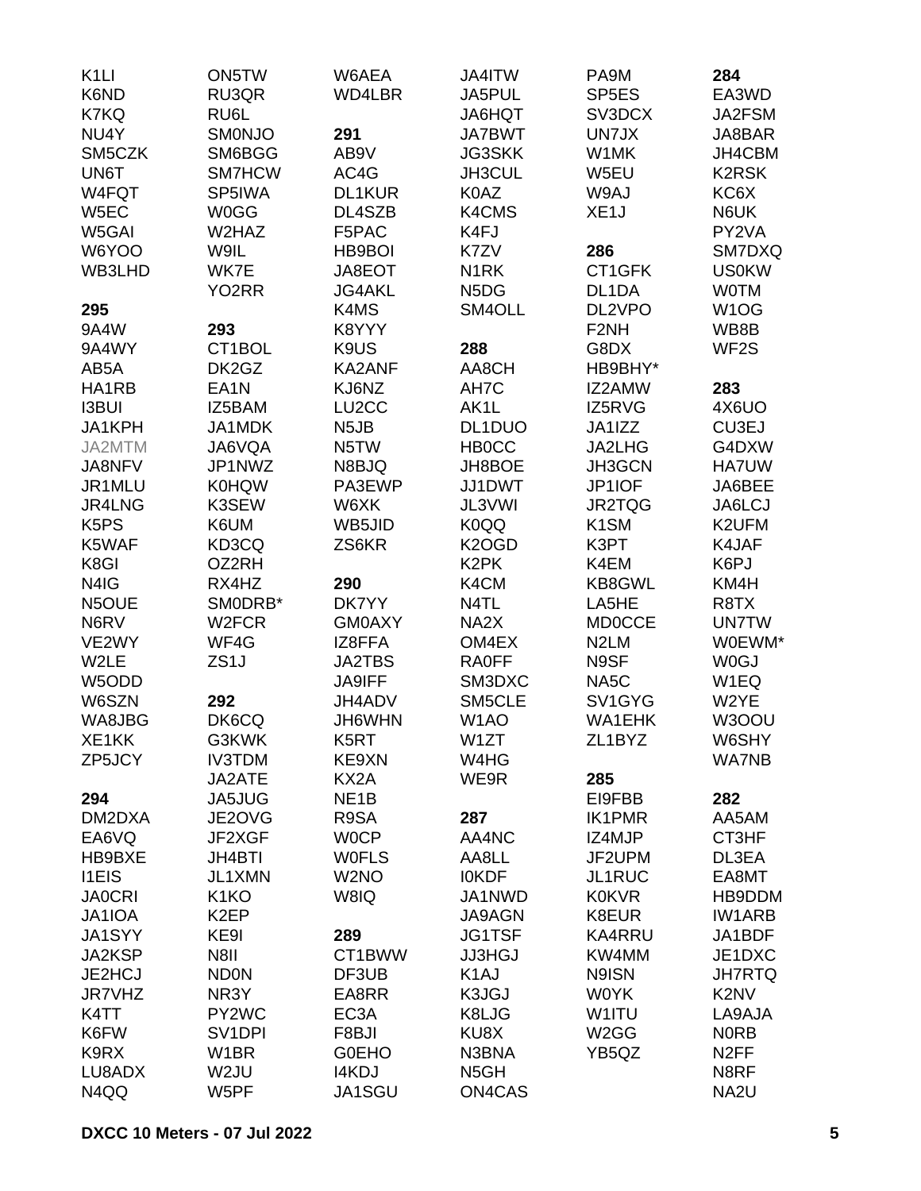K1LI
K6ND
K7KQ
NU4Y
SM5CZK
UN6T
W4FQT
W5EC
W5GAI
W6YOO
WB3LHD

**295**

9A4W
9A4WY
AB5A
HA1RB
I3BUI
JA1KPH
JA2MTM
JA8NFV
JR1MLU
JR4LNG
K5PS
K5WAF
K8GI
N4IG
N5OUE
N6RV
VE2WY
W2LE
W5ODD
W6SZN
WA8JBG
XE1KK
ZP5JCY

**294**

DM2DXA
EA6VQ
HB9BXE
I1EIS
JA0CRI
JA1IOA
JA1SYY
JA2KSP
JE2HCJ
JR7VHZ
K4TT
K6FW
K9RX
LU8ADX
N4QQ
ON5TW
RU3QR
RU6L
SM0NJO
SM6BGG
SM7HCW
SP5IWA
W0GG
W2HAZ
W9IL
WK7E
YO2RR

**293**

CT1BOL
DK2GZ
EA1N
IZ5BAM
JA1MDK
JA6VQA
JP1NWZ
K0HQW
K3SEW
K6UM
KD3CQ
OZ2RH
RX4HZ
SM0DRB*
W2FCR
WF4G
ZS1J

**292**

DK6CQ
G3KWK
IV3TDM
JA2ATE
JA5JUG
JE2OVG
JF2XGF
JH4BTI
JL1XMN
K1KO
K2EP
KE9I
N8II
ND0N
NR3Y
PY2WC
SV1DPI
W1BR
W2JU
W5PF
W6AEA
WD4LBR

**291**

AB9V
AC4G
DL1KUR
DL4SZB
F5PAC
HB9BOI
JA8EOT
JG4AKL
K4MS
K8YYY
K9US
KA2ANF
KJ6NZ
LU2CC
N5JB
N5TW
N8BJQ
PA3EWP
W6XK
WB5JID
ZS6KR

**290**

DK7YY
GM0AXY
IZ8FFA
JA2TBS
JA9IFF
JH4ADV
JH6WHN
K5RT
KE9XN
KX2A
NE1B
R9SA
W0CP
W0FLS
W2NO
W8IQ

**289**

CT1BWW
DF3UB
EA8RR
EC3A
F8BJI
G0EHO
I4KDJ
JA1SGU
JA4ITW
JA5PUL
JA6HQT
JA7BWT
JG3SKK
JH3CUL
K0AZ
K4CMS
K4FJ
K7ZV
N1RK
N5DG
SM4OLL

**288**

AA8CH
AH7C
AK1L
DL1DUO
HB0CC
JH8BOE
JJ1DWT
JL3VWI
K0QQ
K2OGD
K2PK
K4CM
N4TL
NA2X
OM4EX
RA0FF
SM3DXC
SM5CLE
W1AO
W1ZT
W4HG
WE9R

**287**

AA4NC
AA8LL
I0KDF
JA1NWD
JA9AGN
JG1TSF
JJ3HGJ
K1AJ
K3JGJ
K8LJG
KU8X
N3BNA
N5GH
ON4CAS
PA9M
SP5ES
SV3DCX
UN7JX
W1MK
W5EU
W9AJ
XE1J

**286**

CT1GFK
DL1DA
DL2VPO
F2NH
G8DX
HB9BHY*
IZ2AMW
IZ5RVG
JA1IZZ
JA2LHG
JH3GCN
JP1IOF
JR2TQG
K1SM
K3PT
K4EM
KB8GWL
LA5HE
MD0CCE
N2LM
N9SF
NA5C
SV1GYG
WA1EHK
ZL1BYZ

**285**

EI9FBB
IK1PMR
IZ4MJP
JF2UPM
JL1RUC
K0KVR
K8EUR
KA4RRU
KW4MM
N9ISN
W0YK
W1ITU
W2GG
YB5QZ

**284**

EA3WD
JA2FSM
JA8BAR
JH4CBM
K2RSK
KC6X
N6UK
PY2VA
SM7DXQ
US0KW
W0TM
W1OG
WB8B
WF2S

**283**

4X6UO
CU3EJ
G4DXW
HA7UW
JA6BEE
JA6LCJ
K2UFM
K4JAF
K6PJ
KM4H
R8TX
UN7TW
W0EWM*
W0GJ
W1EQ
W2YE
W3OOU
W6SHY
WA7NB

**282**

AA5AM
CT3HF
DL3EA
EA8MT
HB9DDM
IW1ARB
JA1BDF
JE1DXC
JH7RTQ
K2NV
LA9AJA
N0RB
N2FF
N8RF
NA2U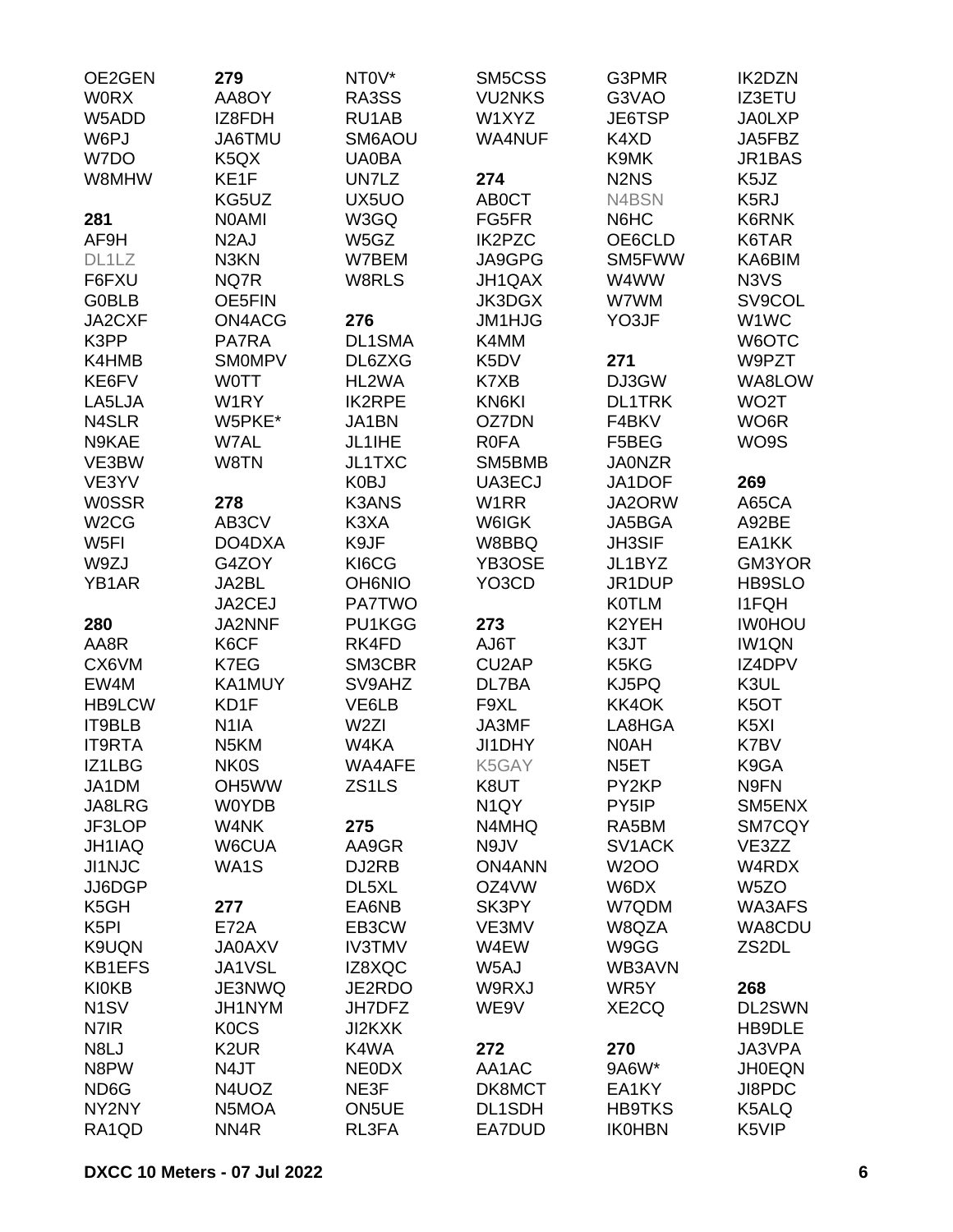OE2GEN
W0RX
W5ADD
W6PJ
W7DO
W8MHW

**281**
AF9H
DL1LZ
F6FXU
G0BLB
JA2CXF
K3PP
K4HMB
KE6FV
LA5LJA
N4SLR
N9KAE
VE3BW
VE3YV
W0SSR
W2CG
W5FI
W9ZJ
YB1AR

**280**
AA8R
CX6VM
EW4M
HB9LCW
IT9BLB
IT9RTA
IZ1LBG
JA1DM
JA8LRG
JF3LOP
JH1IAQ
JI1NJC
JJ6DGP
K5GH
K5PI
K9UQN
KB1EFS
KI0KB
N1SV
N7IR
N8LJ
N8PW
ND6G
NY2NY
RA1QD

**279**
AA8OY
IZ8FDH
JA6TMU
K5QX
KE1F
KG5UZ
N0AMI
N2AJ
N3KN
NQ7R
OE5FIN
ON4ACG
PA7RA
SM0MPV
W0TT
W1RY
W5PKE*
W7AL
W8TN

**278**
AB3CV
DO4DXA
G4ZOY
JA2BL
JA2CEJ
JA2NNF
K6CF
K7EG
KA1MUY
KD1F
N1IA
N5KM
NK0S
OH5WW
W0YDB
W4NK
W6CUA
WA1S

**277**
E72A
JA0AXV
JA1VSL
JE3NWQ
JH1NYM
K0CS
K2UR
N4JT
N4UOZ
N5MOA
NN4R

NT0V*
RA3SS
RU1AB
SM6AOU
UA0BA
UN7LZ
UX5UO
W3GQ
W5GZ
W7BEM
W8RLS

**276**
DL1SMA
DL6ZXG
HL2WA
IK2RPE
JA1BN
JL1IHE
JL1TXC
K0BJ
K3ANS
K3XA
K9JF
KI6CG
OH6NIO
PA7TWO
PU1KGG
RK4FD
SM3CBR
SV9AHZ
VE6LB
W2ZI
W4KA
WA4AFE
ZS1LS

**275**
AA9GR
DJ2RB
DL5XL
EA6NB
EB3CW
IV3TMV
IZ8XQC
JE2RDO
JH7DFZ
JI2KXK
K4WA
NE0DX
NE3F
ON5UE
RL3FA

SM5CSS
VU2NKS
W1XYZ
WA4NUF

**274**
AB0CT
FG5FR
IK2PZC
JA9GPG
JH1QAX
JK3DGX
JM1HJG
K4MM
K5DV
K7XB
KN6KI
OZ7DN
R0FA
SM5BMB
UA3ECJ
W1RR
W6IGK
W8BBQ
YB3OSE
YO3CD

**273**
AJ6T
CU2AP
DL7BA
F9XL
JA3MF
JI1DHY
K5GAY
K8UT
N1QY
N4MHQ
N9JV
ON4ANN
OZ4VW
SK3PY
VE3MV
W4EW
W5AJ
W9RXJ
WE9V

**272**
AA1AC
DK8MCT
DL1SDH
EA7DUD

G3PMR
G3VAO
JE6TSP
K4XD
K9MK
N2NS
N4BSN
N6HC
OE6CLD
SM5FWW
W4WW
W7WM
YO3JF

**271**
DJ3GW
DL1TRK
F4BKV
F5BEG
JA0NZR
JA1DOF
JA2ORW
JA5BGA
JH3SIF
JL1BYZ
JR1DUP
K0TLM
K2YEH
K3JT
K5KG
KJ5PQ
KK4OK
LA8HGA
N0AH
N5ET
PY2KP
PY5IP
RA5BM
SV1ACK
W2OO
W6DX
W7QDM
W8QZA
W9GG
WB3AVN
WR5Y
XE2CQ

**270**
9A6W*
EA1KY
HB9TKS
IK0HBN

IK2DZN
IZ3ETU
JA0LXP
JA5FBZ
JR1BAS
K5JZ
K5RJ
K6RNK
K6TAR
KA6BIM
N3VS
SV9COL
W1WC
W6OTC
W9PZT
WA8LOW
WO2T
WO6R
WO9S

**269**
A65CA
A92BE
EA1KK
GM3YOR
HB9SLO
I1FQH
IW0HOU
IW1QN
IZ4DPV
K3UL
K5OT
K5XI
K7BV
K9GA
N9FN
SM5ENX
SM7CQY
VE3ZZ
W4RDX
W5ZO
WA3AFS
WA8CDU
ZS2DL

**268**
DL2SWN
HB9DLE
JA3VPA
JH0EQN
JI8PDC
K5ALQ
K5VIP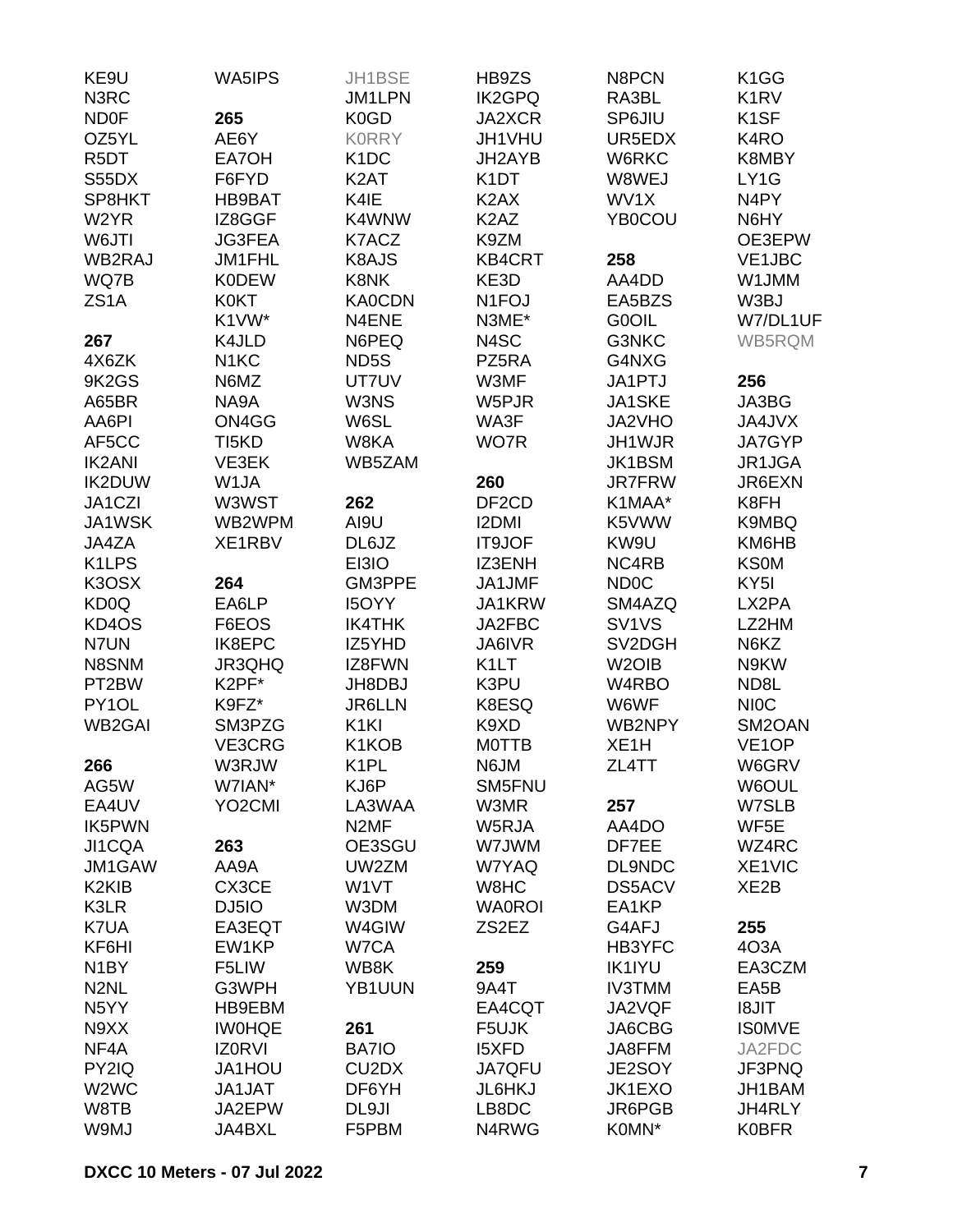KE9U
N3RC
ND0F
OZ5YL
R5DT
S55DX
SP8HKT
W2YR
W6JTI
WB2RAJ
WQ7B
ZS1A

**267**
4X6ZK
9K2GS
A65BR
AA6PI
AF5CC
IK2ANI
IK2DUW
JA1CZI
JA1WSK
JA4ZA
K1LPS
K3OSX
KD0Q
KD4OS
N7UN
N8SNM
PT2BW
PY1OL
WB2GAI

**266**
AG5W
EA4UV
IK5PWN
JI1CQA
JM1GAW
K2KIB
K3LR
K7UA
KF6HI
N1BY
N2NL
N5YY
N9XX
NF4A
PY2IQ
W2WC
W8TB
W9MJ
WA5IPS

**265**
AE6Y
EA7OH
F6FYD
HB9BAT
IZ8GGF
JG3FEA
JM1FHL
K0DEW
K0KT
K1VW*
K4JLD
N1KC
N6MZ
NA9A
ON4GG
TI5KD
VE3EK
W1JA
W3WST
WB2WPM
XE1RBV

**264**
EA6LP
F6EOS
IK8EPC
JR3QHQ
K2PF*
K9FZ*
SM3PZG
VE3CRG
W3RJW
W7IAN*
YO2CMI

**263**
AA9A
CX3CE
DJ5IO
EA3EQT
EW1KP
F5LIW
G3WPH
HB9EBM
IW0HQE
IZ0RVI
JA1HOU
JA1JAT
JA2EPW
JA4BXL
JH1BSE
JM1LPN
K0GD
K0RRY
K1DC
K2AT
K4IE
K4WNW
K7ACZ
K8AJS
K8NK
KA0CDN
N4ENE
N6PEQ
ND5S
UT7UV
W3NS
W6SL
W8KA
WB5ZAM

**262**
AI9U
DL6JZ
EI3IO
GM3PPE
I5OYY
IK4THK
IZ5YHD
IZ8FWN
JH8DBJ
JR6LLN
K1KI
K1KOB
K1PL
KJ6P
LA3WAA
N2MF
OE3SGU
UW2ZM
W1VT
W3DM
W4GIW
W7CA
WB8K
YB1UUN

**261**
BA7IO
CU2DX
DF6YH
DL9JI
F5PBM
HB9ZS
IK2GPQ
JA2XCR
JH1VHU
JH2AYB
K1DT
K2AX
K2AZ
K9ZM
KB4CRT
KE3D
N1FOJ
N3ME*
N4SC
PZ5RA
W3MF
W5PJR
WA3F
WO7R

**260**
DF2CD
I2DMI
IT9JOF
IZ3ENH
JA1JMF
JA1KRW
JA2FBC
JA6IVR
K1LT
K3PU
K8ESQ
K9XD
M0TTB
N6JM
SM5FNU
W3MR
W5RJA
W7JWM
W7YAQ
W8HC
WA0ROI
ZS2EZ

**259**
9A4T
EA4CQT
F5UJK
I5XFD
JA7QFU
JL6HKJ
LB8DC
N4RWG
N8PCN
RA3BL
SP6JIU
UR5EDX
W6RKC
W8WEJ
WV1X
YB0COU

**258**
AA4DD
EA5BZS
G0OIL
G3NKC
G4NXG
JA1PTJ
JA1SKE
JA2VHO
JH1WJR
JK1BSM
JR7FRW
K1MAA*
K5VWW
KW9U
NC4RB
ND0C
SM4AZQ
SV1VS
SV2DGH
W2OIB
W4RBO
W6WF
WB2NPY
XE1H
ZL4TT

**257**
AA4DO
DF7EE
DL9NDC
DS5ACV
EA1KP
G4AFJ
HB3YFC
IK1IYU
IV3TMM
JA2VQF
JA6CBG
JA8FFM
JE2SOY
JK1EXO
JR6PGB
K0MN*
K1GG
K1RV
K1SF
K4RO
K8MBY
LY1G
N4PY
N6HY
OE3EPW
VE1JBC
W1JMM
W3BJ
W7/DL1UF
WB5RQM

**256**
JA3BG
JA4JVX
JA7GYP
JR1JGA
JR6EXN
K8FH
K9MBQ
KM6HB
KS0M
KY5I
LX2PA
LZ2HM
N6KZ
N9KW
ND8L
NI0C
SM2OAN
VE1OP
W6GRV
W6OUL
W7SLB
WF5E
WZ4RC
XE1VIC
XE2B

**255**
4O3A
EA3CZM
EA5B
I8JIT
IS0MVE
JA2FDC
JF3PNQ
JH1BAM
JH4RLY
K0BFR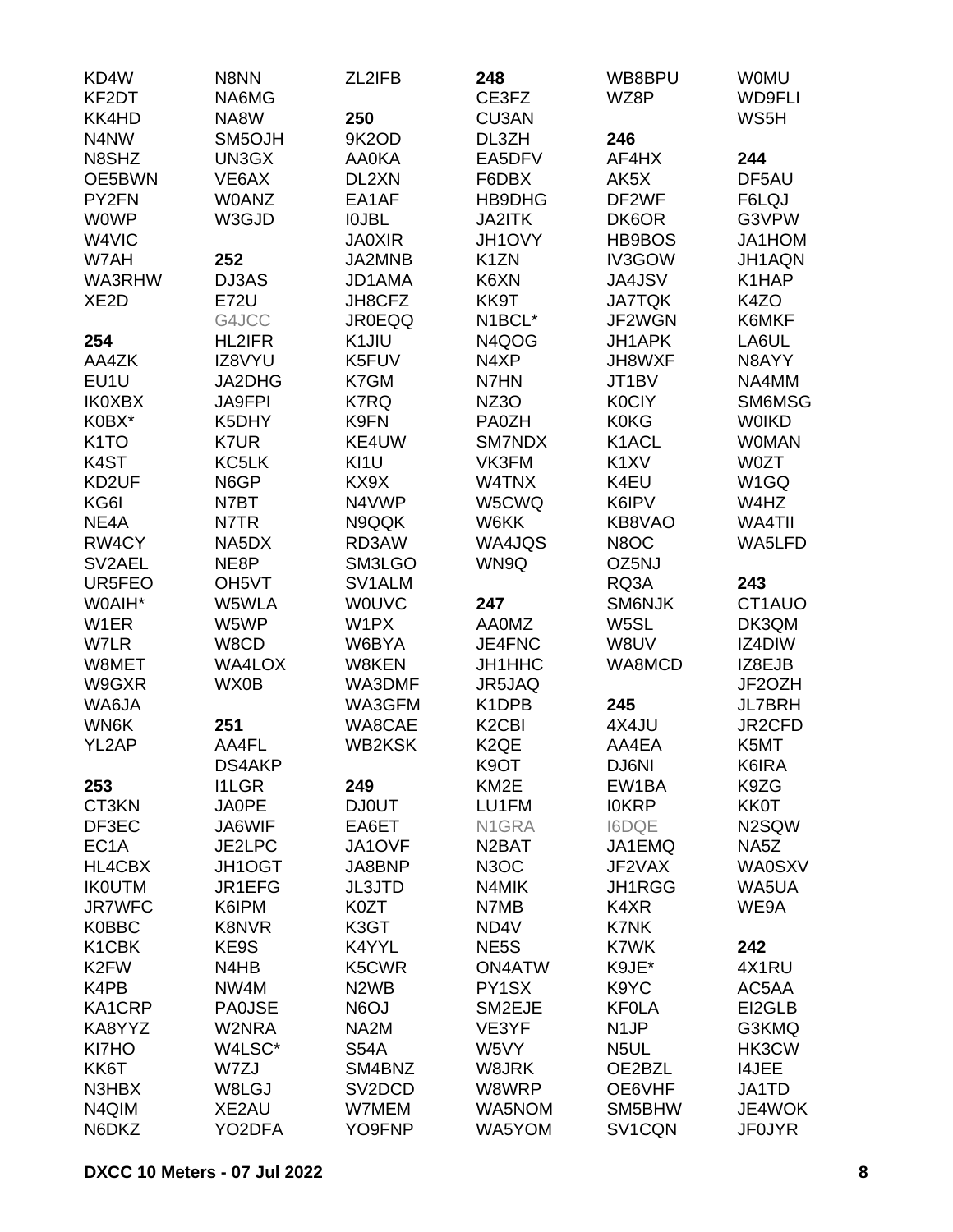KD4W
KF2DT
KK4HD
N4NW
N8SHZ
OE5BWN
PY2FN
W0WP
W4VIC
W7AH
WA3RHW
XE2D

**254**
AA4ZK
EU1U
IK0XBX
K0BX*
K1TO
K4ST
KD2UF
KG6I
NE4A
RW4CY
SV2AEL
UR5FEO
W0AIH*
W1ER
W7LR
W8MET
W9GXR
WA6JA
WN6K
YL2AP

**253**
CT3KN
DF3EC
EC1A
HL4CBX
IK0UTM
JR7WFC
K0BBC
K1CBK
K2FW
K4PB
KA1CRP
KA8YYZ
KI7HO
KK6T
N3HBX
N4QIM
N6DKZ

N8NN
NA6MG
NA8W
SM5OJH
UN3GX
VE6AX
W0ANZ
W3GJD

**252**
DJ3AS
E72U
G4JCC
HL2IFR
IZ8VYU
JA2DHG
JA9FPI
K5DHY
K7UR
KC5LK
N6GP
N7BT
N7TR
NA5DX
NE8P
OH5VT
W5WLA
W5WP
W8CD
WA4LOX
WX0B

**251**
AA4FL
DS4AKP
I1LGR
JA0PE
JA6WIF
JE2LPC
JH1OGT
JR1EFG
K6IPM
K8NVR
KE9S
N4HB
NW4M
PA0JSE
W2NRA
W4LSC*
W7ZJ
W8LGJ
XE2AU
YO2DFA

ZL2IFB

**250**
9K2OD
AA0KA
DL2XN
EA1AF
I0JBL
JA0XIR
JA2MNB
JD1AMA
JH8CFZ
JR0EQQ
K1JIU
K5FUV
K7GM
K7RQ
K9FN
KE4UW
KI1U
KX9X
N4VWP
N9QQK
RD3AW
SM3LGO
SV1ALM
W0UVC
W1PX
W6BYA
W8KEN
WA3DMF
WA3GFM
WA8CAE
WB2KSK

**249**
DJ0UT
EA6ET
JA1OVF
JA8BNP
JL3JTD
K0ZT
K3GT
K4YYL
K5CWR
N2WB
N6OJ
NA2M
S54A
SM4BNZ
SV2DCD
W7MEM
YO9FNP

**248**
CE3FZ
CU3AN
DL3ZH
EA5DFV
F6DBX
HB9DHG
JA2ITK
JH1OVY
K1ZN
K6XN
KK9T
N1BCL*
N4QOG
N4XP
N7HN
NZ3O
PA0ZH
SM7NDX
VK3FM
W4TNX
W5CWQ
W6KK
WA4JQS
WN9Q

**247**
AA0MZ
JE4FNC
JH1HHC
JR5JAQ
K1DPB
K2CBI
K2QE
K9OT
KM2E
LU1FM
N1GRA
N2BAT
N3OC
N4MIK
N7MB
ND4V
NE5S
ON4ATW
PY1SX
SM2EJE
VE3YF
W5VY
W8JRK
W8WRP
WA5NOM
WA5YOM

WB8BPU
WZ8P

**246**
AF4HX
AK5X
DF2WF
DK6OR
HB9BOS
IV3GOW
JA4JSV
JA7TQK
JF2WGN
JH1APK
JH8WXF
JT1BV
K0CIY
K0KG
K1ACL
K1XV
K4EU
K6IPV
KB8VAO
N8OC
OZ5NJ
RQ3A
SM6NJK
W5SL
W8UV
WA8MCD

**245**
4X4JU
AA4EA
DJ6NI
EW1BA
I0KRP
I6DQE
JA1EMQ
JF2VAX
JH1RGG
K4XR
K7NK
K7WK
K9JE*
K9YC
KF0LA
N1JP
N5UL
OE2BZL
OE6VHF
SM5BHW
SV1CQN

W0MU
WD9FLI
WS5H

**244**
DF5AU
F6LQJ
G3VPW
JA1HOM
JH1AQN
K1HAP
K4ZO
K6MKF
LA6UL
N8AYY
NA4MM
SM6MSG
W0IKD
W0MAN
W0ZT
W1GQ
W4HZ
WA4TII
WA5LFD

**243**
CT1AUO
DK3QM
IZ4DIW
IZ8EJB
JF2OZH
JL7BRH
JR2CFD
K5MT
K6IRA
K9ZG
KK0T
N2SQW
NA5Z
WA0SXV
WA5UA
WE9A

**242**
4X1RU
AC5AA
EI2GLB
G3KMQ
HK3CW
I4JEE
JA1TD
JE4WOK
JF0JYR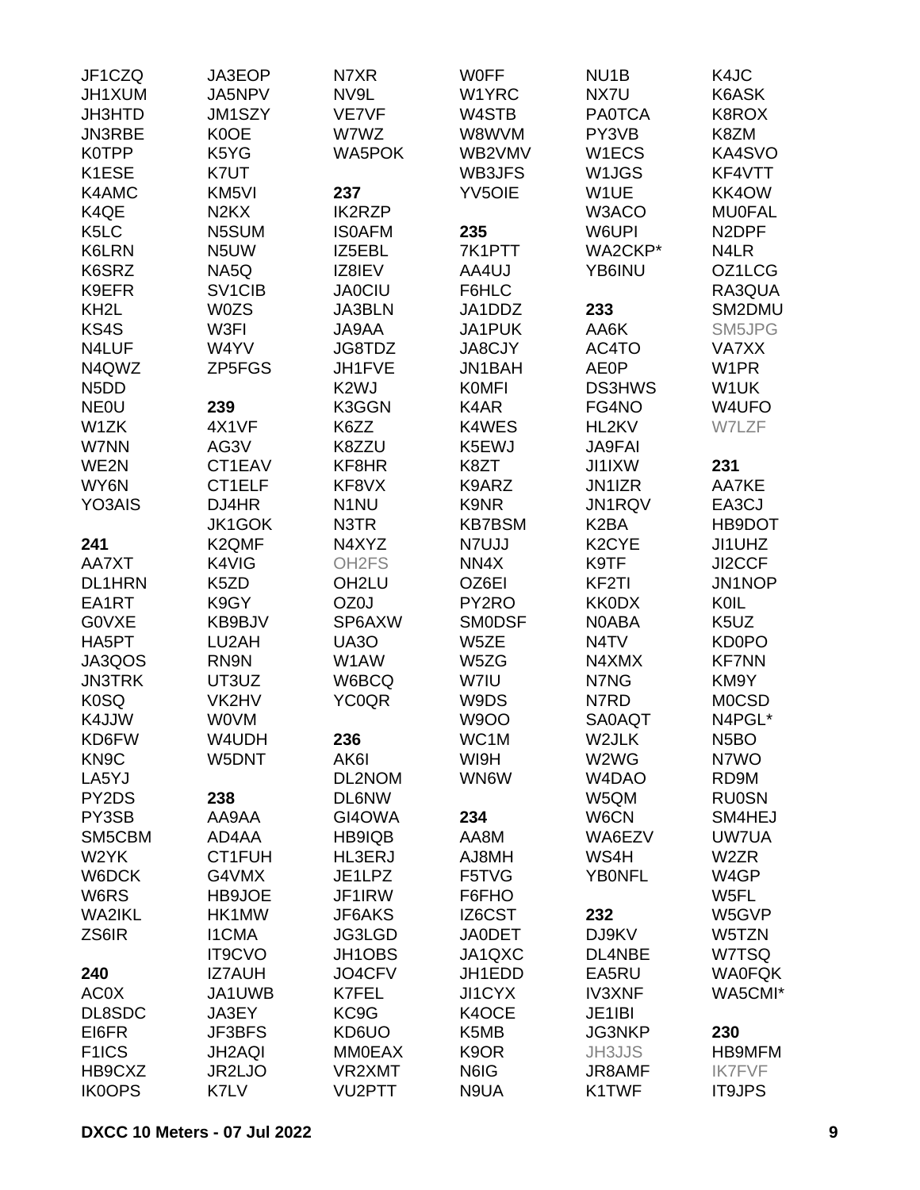JF1CZQ
JH1XUM
JH3HTD
JN3RBE
K0TPP
K1ESE
K4AMC
K4QE
K5LC
K6LRN
K6SRZ
K9EFR
KH2L
KS4S
N4LUF
N4QWZ
N5DD
NE0U
W1ZK
W7NN
WE2N
WY6N
YO3AIS

**241**
AA7XT
DL1HRN
EA1RT
G0VXE
HA5PT
JA3QOS
JN3TRK
K0SQ
K4JJW
KD6FW
KN9C
LA5YJ
PY2DS
PY3SB
SM5CBM
W2YK
W6DCK
W6RS
WA2IKL
ZS6IR

**240**
AC0X
DL8SDC
EI6FR
F1ICS
HB9CXZ
IK0OPS

JA3EOP
JA5NPV
JM1SZY
K0OE
K5YG
K7UT
KM5VI
N2KX
N5SUM
N5UW
NA5Q
SV1CIB
W0ZS
W3FI
W4YV
ZP5FGS

**239**
4X1VF
AG3V
CT1EAV
CT1ELF
DJ4HR
JK1GOK
K2QMF
K4VIG
K5ZD
K9GY
KB9BJV
LU2AH
RN9N
UT3UZ
VK2HV
W0VM
W4UDH
W5DNT

**238**
AA9AA
AD4AA
CT1FUH
G4VMX
HB9JOE
HK1MW
I1CMA
IT9CVO
IZ7AUH
JA1UWB
JA3EY
JF3BFS
JH2AQI
JR2LJO
K7LV

N7XR
NV9L
VE7VF
W7WZ
WA5POK

**237**
IK2RZP
IS0AFM
IZ5EBL
IZ8IEV
JA0CIU
JA3BLN
JA9AA
JG8TDZ
JH1FVE
K2WJ
K3GGN
K6ZZ
K8ZZU
KF8HR
KF8VX
N1NU
N3TR
N4XYZ
OH2FS
OH2LU
OZ0J
SP6AXW
UA3O
W1AW
W6BCQ
YC0QR

**236**
AK6I
DL2NOM
DL6NW
GI4OWA
HB9IQB
HL3ERJ
JE1LPZ
JF1IRW
JF6AKS
JG3LGD
JH1OBS
JO4CFV
K7FEL
KC9G
KD6UO
MM0EAX
VR2XMT
VU2PTT

W0FF
W1YRC
W4STB
W8WVM
WB2VMV
WB3JFS
YV5OIE

**235**
7K1PTT
AA4UJ
F6HLC
JA1DDZ
JA1PUK
JA8CJY
JN1BAH
K0MFI
K4AR
K4WES
K5EWJ
K8ZT
K9ARZ
K9NR
KB7BSM
N7UJJ
NN4X
OZ6EI
PY2RO
SM0DSF
W5ZE
W5ZG
W7IU
W9DS
W9OO
WC1M
WI9H
WN6W

**234**
AA8M
AJ8MH
F5TVG
F6FHO
IZ6CST
JA0DET
JA1QXC
JH1EDD
JI1CYX
K4OCE
K5MB
K9OR
N6IG
N9UA

NU1B
NX7U
PA0TCA
PY3VB
W1ECS
W1JGS
W1UE
W3ACO
W6UPI
WA2CKP*
YB6INU

**233**
AA6K
AC4TO
AE0P
DS3HWS
FG4NO
HL2KV
JA9FAI
JI1IXW
JN1IZR
JN1RQV
K2BA
K2CYE
K9TF
KF2TI
KK0DX
N0ABA
N4TV
N4XMX
N7NG
N7RD
SA0AQT
W2JLK
W2WG
W4DAO
W5QM
W6CN
WA6EZV
WS4H
YB0NFL

**232**
DJ9KV
DL4NBE
EA5RU
IV3XNF
JE1IBI
JG3NKP
JH3JJS
JR8AMF
K1TWF

K4JC
K6ASK
K8ROX
K8ZM
KA4SVO
KF4VTT
KK4OW
MU0FAL
N2DPF
N4LR
OZ1LCG
RA3QUA
SM2DMU
SM5JPG
VA7XX
W1PR
W1UK
W4UFO
W7LZF

**231**
AA7KE
EA3CJ
HB9DOT
JI1UHZ
JI2CCF
JN1NOP
K0IL
K5UZ
KD0PO
KF7NN
KM9Y
M0CSD
N4PGL*
N5BO
N7WO
RD9M
RU0SN
SM4HEJ
UW7UA
W2ZR
W4GP
W5FL
W5GVP
W5TZN
W7TSQ
WA0FQK
WA5CMI*

**230**
HB9MFM
IK7FVF
IT9JPS

**DXCC 10 Meters - 07 Jul 2022**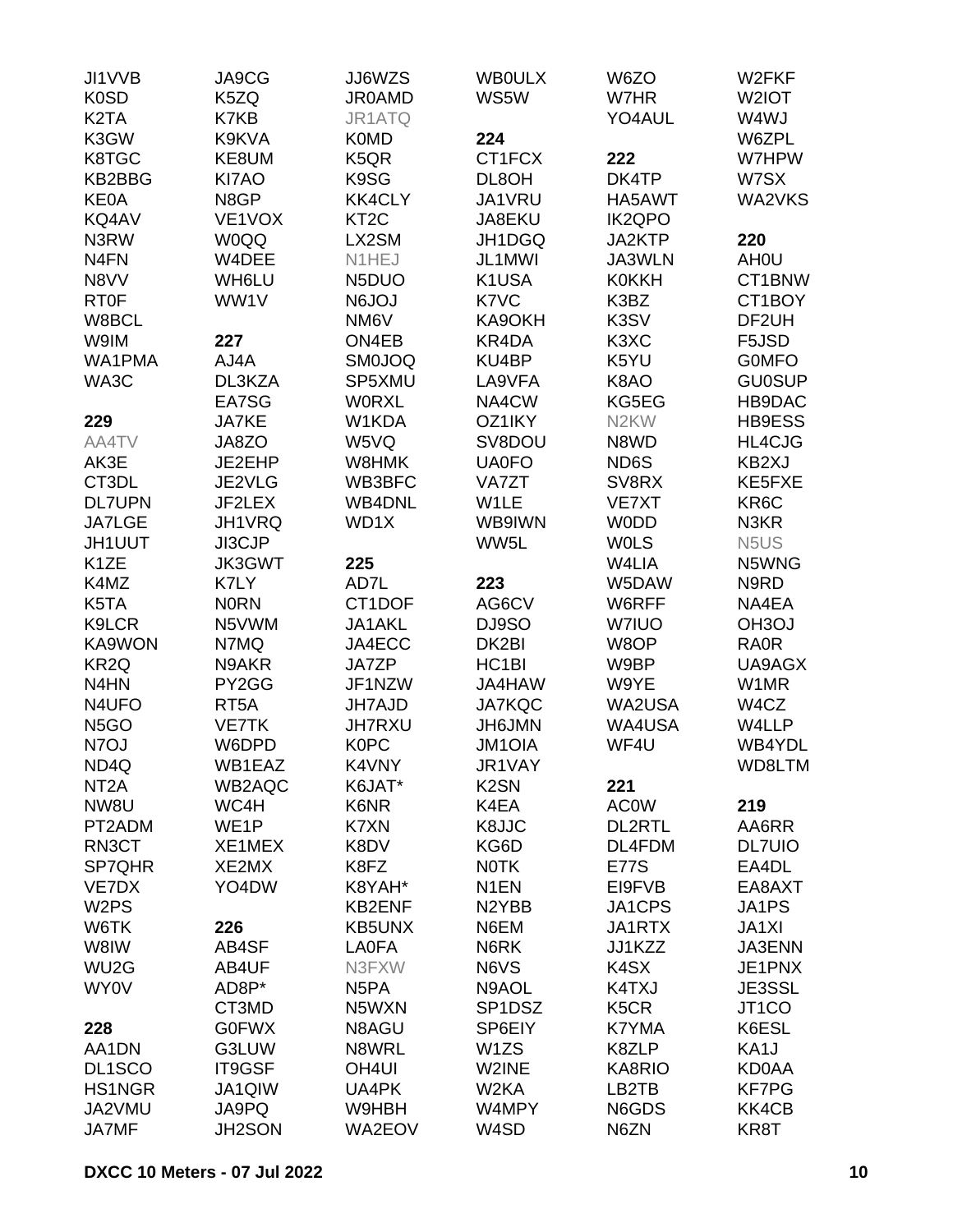JI1VVB
K0SD
K2TA
K3GW
K8TGC
KB2BBG
KE0A
KQ4AV
N3RW
N4FN
N8VV
RT0F
W8BCL
W9IM
WA1PMA
WA3C

**229**

AA4TV
AK3E
CT3DL
DL7UPN
JA7LGE
JH1UUT
K1ZE
K4MZ
K5TA
K9LCR
KA9WON
KR2Q
N4HN
N4UFO
N5GO
N7OJ
ND4Q
NT2A
NW8U
PT2ADM
RN3CT
SP7QHR
VE7DX
W2PS
W6TK
W8IW
WU2G
WY0V

**228**

AA1DN
DL1SCO
HS1NGR
JA2VMU
JA7MF
JA9CG
K5ZQ
K7KB
K9KVA
KE8UM
KI7AO
N8GP
VE1VOX
W0QQ
W4DEE
WH6LU
WW1V

**227**

AJ4A
DL3KZA
EA7SG
JA7KE
JA8ZO
JE2EHP
JE2VLG
JF2LEX
JH1VRQ
JI3CJP
JK3GWT
K7LY
N0RN
N5VWM
N7MQ
N9AKR
PY2GG
RT5A
VE7TK
W6DPD
WB1EAZ
WB2AQC
WC4H
WE1P
XE1MEX
XE2MX
YO4DW

**226**

AB4SF
AB4UF
AD8P*
CT3MD
G0FWX
G3LUW
IT9GSF
JA1QIW
JA9PQ
JH2SON
JJ6WZS
JR0AMD
JR1ATQ
K0MD
K5QR
K9SG
KK4CLY
KT2C
LX2SM
N1HEJ
N5DUO
N6JOJ
NM6V
ON4EB
SM0JOQ
SP5XMU
W0RXL
W1KDA
W5VQ
W8HMK
WB3BFC
WB4DNL
WD1X

**225**

AD7L
CT1DOF
JA1AKL
JA4ECC
JA7ZP
JF1NZW
JH7AJD
JH7RXU
K0PC
K4VNY
K6JAT*
K6NR
K7XN
K8DV
K8FZ
K8YAH*
KB2ENF
KB5UNX
LA0FA
N3FXW
N5PA
N5WXN
N8AGU
N8WRL
OH4UI
UA4PK
W9HBH
WA2EOV
WB0ULX
WS5W

**224**

CT1FCX
DL8OH
JA1VRU
JA8EKU
JH1DGQ
JL1MWI
K1USA
K7VC
KA9OKH
KR4DA
KU4BP
LA9VFA
NA4CW
OZ1IKY
SV8DOU
UA0FO
VA7ZT
W1LE
WB9IWN
WW5L

**223**

AG6CV
DJ9SO
DK2BI
HC1BI
JA4HAW
JA7KQC
JH6JMN
JM1OIA
JR1VAY
K2SN
K4EA
K8JJC
KG6D
N0TK
N1EN
N2YBB
N6EM
N6RK
N6VS
N9AOL
SP1DSZ
SP6EIY
W1ZS
W2INE
W2KA
W4MPY
W4SD
W6ZO
W7HR
YO4AUL

**222**

DK4TP
HA5AWT
IK2QPO
JA2KTP
JA3WLN
K0KKH
K3BZ
K3SV
K3XC
K5YU
K8AO
KG5EG
N2KW
N8WD
ND6S
SV8RX
VE7XT
W0DD
W0LS
W4LIA
W5DAW
W6RFF
W7IUO
W8OP
W9BP
W9YE
WA2USA
WA4USA
WF4U

**221**

AC0W
DL2RTL
DL4FDM
E77S
EI9FVB
JA1CPS
JA1RTX
JJ1KZZ
K4SX
K4TXJ
K5CR
K7YMA
K8ZLP
KA8RIO
LB2TB
N6GDS
N6ZN
W2FKF
W2IOT
W4WJ
W6ZPL
W7HPW
W7SX
WA2VKS

**220**

AH0U
CT1BNW
CT1BOY
DF2UH
F5JSD
G0MFO
GU0SUP
HB9DAC
HB9ESS
HL4CJG
KB2XJ
KE5FXE
KR6C
N3KR
N5US
N5WNG
N9RD
NA4EA
OH3OJ
RA0R
UA9AGX
W1MR
W4CZ
W4LLP
WB4YDL
WD8LTM

**219**

AA6RR
DL7UIO
EA4DL
EA8AXT
JA1PS
JA1XI
JA3ENN
JE1PNX
JE3SSL
JT1CO
K6ESL
KA1J
KD0AA
KF7PG
KK4CB
KR8T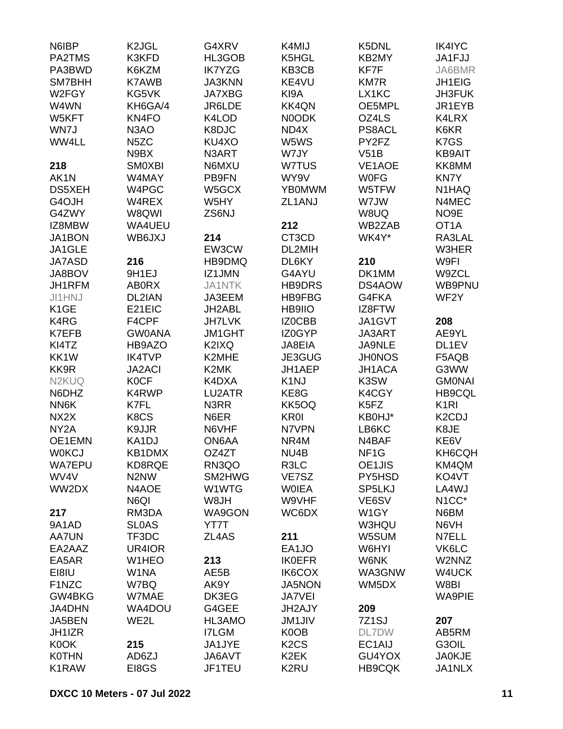N6IBP
PA2TMS
PA3BWD
SM7BHH
W2FGY
W4WN
W5KFT
WN7J
WW4LL

**218**
AK1N
DS5XEH
G4OJH
G4ZWY
IZ8MBW
JA1BON
JA1GLE
JA7ASD
JA8BOV
JH1RFM
JI1HNJ
K1GE
K4RG
K7EFB
KI4TZ
KK1W
KK9R
N2KUQ
N6DHZ
NN6K
NX2X
NY2A
OE1EMN
W0KCJ
WA7EPU
WV4V
WW2DX

**217**
9A1AD
AA7UN
EA2AAZ
EA5AR
EI8IU
F1NZC
GW4BKG
JA4DHN
JA5BEN
JH1IZR
K0OK
K0THN
K1RAW
K2JGL
K3KFD
K6KZM
K7AWB
KG5VK
KH6GA/4
KN4FO
N3AO
N5ZC
N9BX
SM0XBI
W4MAY
W4PGC
W4REX
W8QWI
WA4UEU
WB6JXJ

**216**
9H1EJ
AB0RX
DL2IAN
E21EIC
F4CPF
GW0ANA
HB9AZO
IK4TVP
JA2ACI
K0CF
K4RWP
K7FL
K8CS
K9JJR
KA1DJ
KB1DMX
KD8RQE
N2NW
N4AOE
N6QI
RM3DA
SL0AS
TF3DC
UR4IOR
W1HEO
W1NA
W7BQ
W7MAE
WA4DOU
WE2L

**215**
AD6ZJ
EI8GS
G4XRV
HL3GOB
IK7YZG
JA3KNN
JA7XBG
JR6LDE
K4LOD
K8DJC
KU4XO
N3ART
N6MXU
PB9FN
W5GCX
W5HY
ZS6NJ

**214**
EW3CW
HB9DMQ
IZ1JMN
JA1NTK
JA3EEM
JH2ABL
JH7LVK
JM1GHT
K2IXQ
K2MHE
K2MK
K4DXA
LU2ATR
N3RR
N6ER
N6VHF
ON6AA
OZ4ZT
RN3QO
SM2HWG
W1WTG
W8JH
WA9GON
YT7T
ZL4AS

**213**
AE5B
AK9Y
DK3EG
G4GEE
HL3AMO
I7LGM
JA1JYE
JA6AVT
JF1TEU
K4MIJ
K5HGL
KB3CB
KE4VU
KI9A
KK4QN
N0ODK
ND4X
W5WS
W7JY
W7TUS
WY9V
YB0MWM
ZL1ANJ

**212**
CT3CD
DL2MIH
DL6KY
G4AYU
HB9DRS
HB9FBG
HB9IIO
IZ0CBB
IZ0GYP
JA8EIA
JE3GUG
JH1AEP
K1NJ
KE8G
KK5OQ
KR0I
N7VPN
NR4M
NU4B
R3LC
VE7SZ
W0IEA
W9VHF
WC6DX

**211**
EA1JO
IK0EFR
IK6COX
JA5NON
JA7VEI
JH2AJY
JM1JIV
K0OB
K2CS
K2EK
K2RU
K5DNL
KB2MY
KF7F
KM7R
LX1KC
OE5MPL
OZ4LS
PS8ACL
PY2FZ
V51B
VE1AOE
W0FG
W5TFW
W7JW
W8UQ
WB2ZAB
WK4Y*

**210**
DK1MM
DS4AOW
G4FKA
IZ8FTW
JA1GVT
JA3ART
JA9NLE
JH0NOS
JH1ACA
K3SW
K4CGY
K5FZ
KB0HJ*
LB6KC
N4BAF
NF1G
OE1JIS
PY5HSD
SP5LKJ
VE6SV
W1GY
W3HQU
W5SUM
W6HYI
W6NK
WA3GNW
WM5DX

**209**
7Z1SJ
DL7DW
EC1AIJ
GU4YOX
HB9CQK
IK4IYC
JA1FJJ
JA6BMR
JH1EIG
JH3FUK
JR1EYB
K4LRX
K6KR
K7GS
KB9AIT
KK8MM
KN7Y
N1HAQ
N4MEC
NO9E
OT1A
RA3LAL
W3HER
W9FI
W9ZCL
WB9PNU
WF2Y

**208**
AE9YL
DL1EV
F5AQB
G3WW
GM0NAI
HB9CQL
K1RI
K2CDJ
K8JE
KE6V
KH6CQH
KM4QM
KO4VT
LA4WJ
N1CC*
N6BM
N6VH
N7ELL
VK6LC
W2NNZ
W4UCK
W8BI
WA9PIE

**207**
AB5RM
G3OIL
JA0KJE
JA1NLX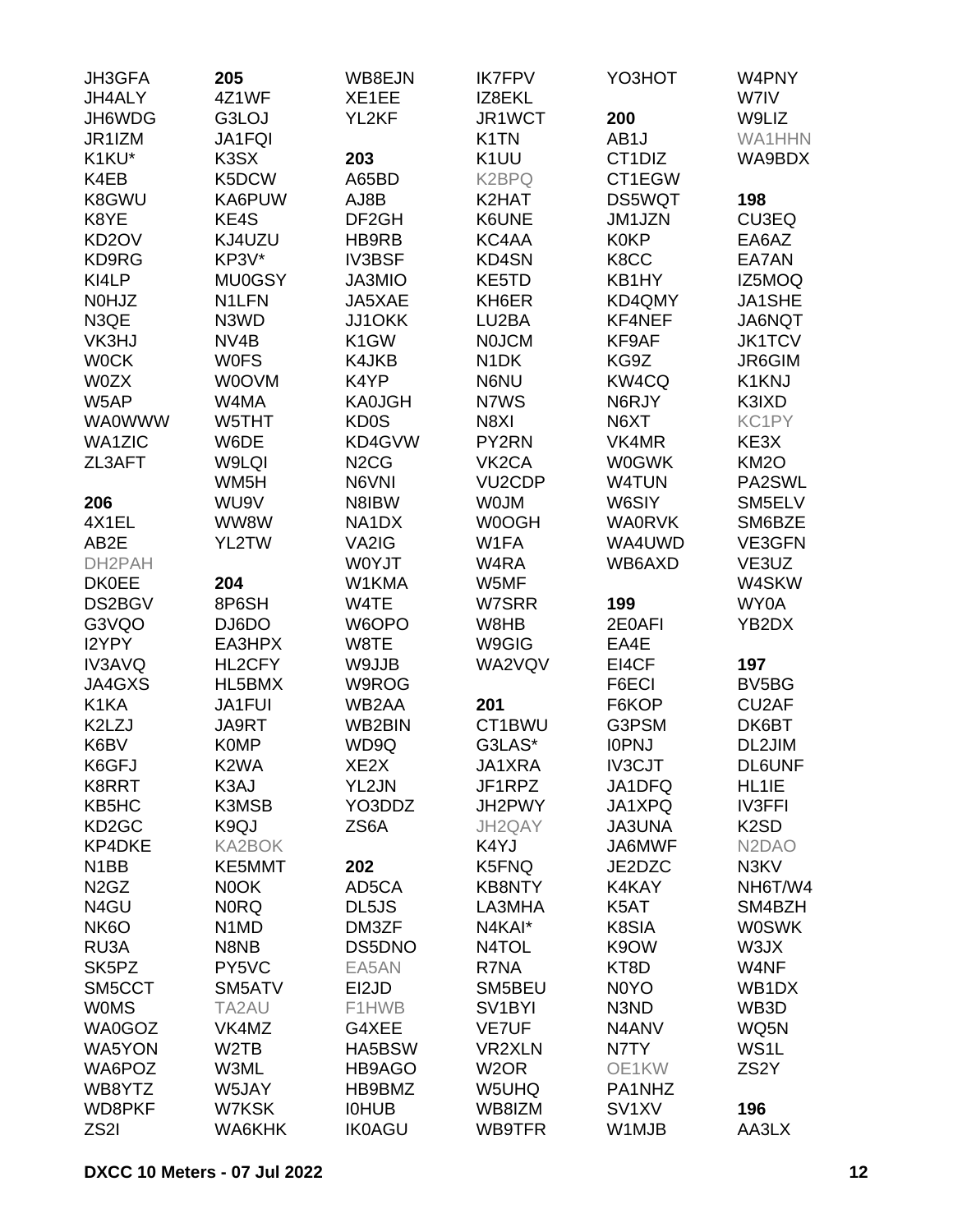JH3GFA
JH4ALY
JH6WDG
JR1IZM
K1KU*
K4EB
K8GWU
K8YE
KD2OV
KD9RG
KI4LP
N0HJZ
N3QE
VK3HJ
W0CK
W0ZX
W5AP
WA0WWW
WA1ZIC
ZL3AFT

**206**

4X1EL
AB2E
DH2PAH
DK0EE
DS2BGV
G3VQO
I2YPY
IV3AVQ
JA4GXS
K1KA
K2LZJ
K6BV
K6GFJ
K8RRT
KB5HC
KD2GC
KP4DKE
N1BB
N2GZ
N4GU
NK6O
RU3A
SK5PZ
SM5CCT
W0MS
WA0GOZ
WA5YON
WA6POZ
WB8YTZ
WD8PKF
ZS2I

**205**

4Z1WF
G3LOJ
JA1FQI
K3SX
K5DCW
KA6PUW
KE4S
KJ4UZU
KP3V*
MU0GSY
N1LFN
N3WD
NV4B
W0FS
W0OVM
W4MA
W5THT
W6DE
W9LQI
WM5H
WU9V
WW8W
YL2TW

**204**

8P6SH
DJ6DO
EA3HPX
HL2CFY
HL5BMX
JA1FUI
JA9RT
K0MP
K2WA
K3AJ
K3MSB
K9QJ
KA2BOK
KE5MMT
N0OK
N0RQ
N1MD
N8NB
PY5VC
SM5ATV
TA2AU
VK4MZ
W2TB
W3ML
W5JAY
W7KSK
WA6KHK

WB8EJN
XE1EE
YL2KF

**203**

A65BD
AJ8B
DF2GH
HB9RB
IV3BSF
JA3MIO
JA5XAE
JJ1OKK
K1GW
K4JKB
K4YP
KA0JGH
KD0S
KD4GVW
N2CG
N6VNI
N8IBW
NA1DX
VA2IG
W0YJT
W1KMA
W4TE
W6OPO
W8TE
W9JJB
W9ROG
WB2AA
WB2BIN
WD9Q
XE2X
YL2JN
YO3DDZ
ZS6A

**202**

AD5CA
DL5JS
DM3ZF
DS5DNO
EA5AN
EI2JD
F1HWB
G4XEE
HA5BSW
HB9AGO
HB9BMZ
I0HUB
IK0AGU

IK7FPV
IZ8EKL
JR1WCT
K1TN
K1UU
K2BPQ
K2HAT
K6UNE
KC4AA
KD4SN
KE5TD
KH6ER
LU2BA
N0JCM
N1DK
N6NU
N7WS
N8XI
PY2RN
VK2CA
VU2CDP
W0JM
W0OGH
W1FA
W4RA
W5MF
W7SRR
W8HB
W9GIG
WA2VQV

**201**

CT1BWU
G3LAS*
JA1XRA
JF1RPZ
JH2PWY
JH2QAY
K4YJ
K5FNQ
KB8NTY
LA3MHA
N4KAI*
N4TOL
R7NA
SM5BEU
SV1BYI
VE7UF
VR2XLN
W2OR
W5UHQ
WB8IZM
WB9TFR

YO3HOT

**200**

AB1J
CT1DIZ
CT1EGW
DS5WQT
JM1JZN
K0KP
K8CC
KB1HY
KD4QMY
KF4NEF
KF9AF
KG9Z
KW4CQ
N6RJY
N6XT
VK4MR
W0GWK
W4TUN
W6SIY
WA0RVK
WA4UWD
WB6AXD

**199**

2E0AFI
EA4E
EI4CF
F6ECI
F6KOP
G3PSM
I0PNJ
IV3CJT
JA1DFQ
JA1XPQ
JA3UNA
JA6MWF
JE2DZC
K4KAY
K5AT
K8SIA
K9OW
KT8D
N0YO
N3ND
N4ANV
N7TY
OE1KW
PA1NHZ
SV1XV
W1MJB

W4PNY
W7IV
W9LIZ
WA1HHN
WA9BDX

**198**

CU3EQ
EA6AZ
EA7AN
IZ5MOQ
JA1SHE
JA6NQT
JK1TCV
JR6GIM
K1KNJ
K3IXD
KC1PY
KE3X
KM2O
PA2SWL
SM5ELV
SM6BZE
VE3GFN
VE3UZ
W4SKW
WY0A
YB2DX

**197**

BV5BG
CU2AF
DK6BT
DL2JIM
DL6UNF
HL1IE
IV3FFI
K2SD
N2DAO
N3KV
NH6T/W4
SM4BZH
W0SWK
W3JX
W4NF
WB1DX
WB3D
WQ5N
WS1L
ZS2Y

**196**

AA3LX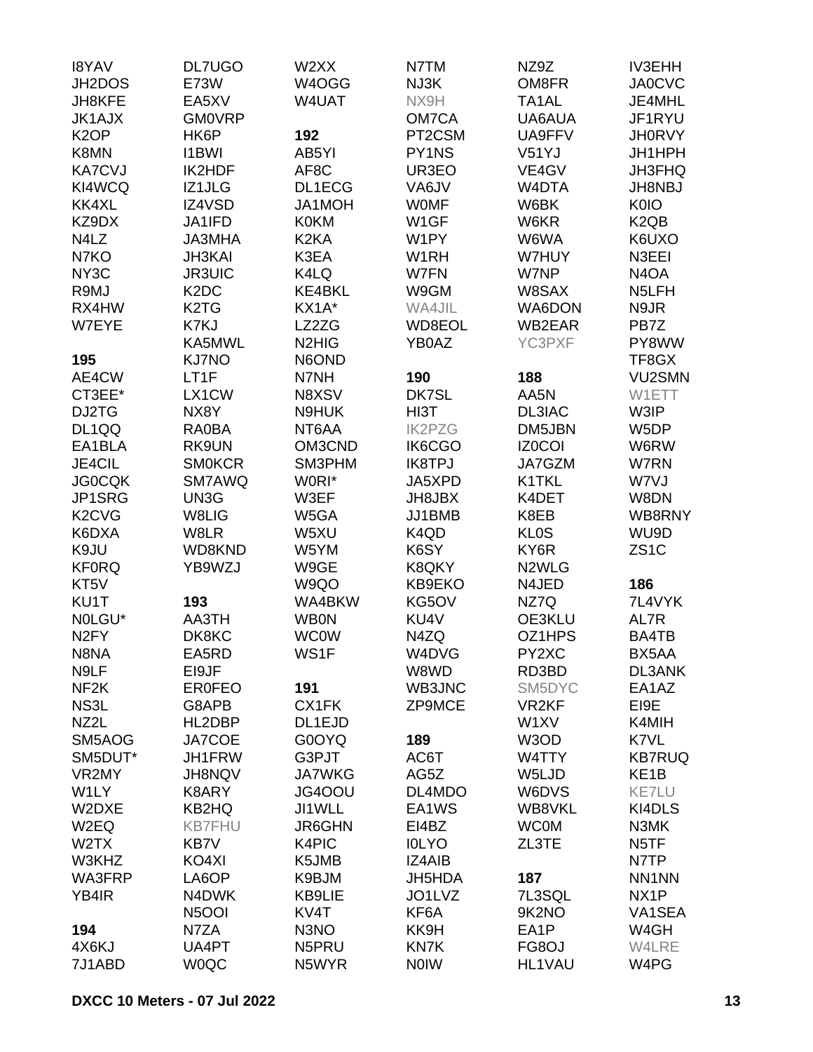I8YAV
JH2DOS
JH8KFE
JK1AJX
K2OP
K8MN
KA7CVJ
KI4WCQ
KK4XL
KZ9DX
N4LZ
N7KO
NY3C
R9MJ
RX4HW
W7EYE

**195**

AE4CW
CT3EE*
DJ2TG
DL1QQ
EA1BLA
JE4CIL
JG0CQK
JP1SRG
K2CVG
K6DXA
K9JU
KF0RQ
KT5V
KU1T
N0LGU*
N2FY
N8NA
N9LF
NF2K
NS3L
NZ2L
SM5AOG
SM5DUT*
VR2MY
W1LY
W2DXE
W2EQ
W2TX
W3KHZ
WA3FRP
YB4IR

**194**

4X6KJ
7J1ABD
DL7UGO
E73W
EA5XV
GM0VRP
HK6P
I1BWI
IK2HDF
IZ1JLG
IZ4VSD
JA1IFD
JA3MHA
JH3KAI
JR3UIC
K2DC
K2TG
K7KJ
KA5MWL
KJ7NO
LT1F
LX1CW
NX8Y
RA0BA
RK9UN
SM0KCR
SM7AWQ
UN3G
W8LIG
W8LR
WD8KND
YB9WZJ

**193**

AA3TH
DK8KC
EA5RD
EI9JF
ER0FEO
G8APB
HL2DBP
JA7COE
JH1FRW
JH8NQV
K8ARY
KB2HQ
KB7FHU
KB7V
KO4XI
LA6OP
N4DWK
N5OOI
N7ZA
UA4PT
W0QC
W2XX
W4OGG
W4UAT

**192**

AB5YI
AF8C
DL1ECG
JA1MOH
K0KM
K2KA
K3EA
K4LQ
KE4BKL
KX1A*
LZ2ZG
N2HIG
N6OND
N7NH
N8XSV
N9HUK
NT6AA
OM3CND
SM3PHM
W0RI*
W3EF
W5GA
W5XU
W5YM
W9GE
W9QO
WA4BKW
WB0N
WC0W
WS1F

**191**

CX1FK
DL1EJD
G0OYQ
G3PJT
JA7WKG
JG4OOU
JI1WLL
JR6GHN
K4PIC
K5JMB
K9BJM
KB9LIE
KV4T
N3NO
N5PRU
N5WYR
N7TM
NJ3K
NX9H
OM7CA
PT2CSM
PY1NS
UR3EO
VA6JV
W0MF
W1GF
W1PY
W1RH
W7FN
W9GM
WA4JIL
WD8EOL
YB0AZ

**190**

DK7SL
HI3T
IK2PZG
IK6CGO
IK8TPJ
JA5XPD
JH8JBX
JJ1BMB
K4QD
K6SY
K8QKY
KB9EKO
KG5OV
KU4V
N4ZQ
W4DVG
W8WD
WB3JNC
ZP9MCE

**189**

AC6T
AG5Z
DL4MDO
EA1WS
EI4BZ
I0LYO
IZ4AIB
JH5HDA
JO1LVZ
KF6A
KK9H
KN7K
N0IW
NZ9Z
OM8FR
TA1AL
UA6AUA
UA9FFV
V51YJ
VE4GV
W4DTA
W6BK
W6KR
W6WA
W7HUY
W7NP
W8SAX
WA6DON
WB2EAR
YC3PXF

**188**

AA5N
DL3IAC
DM5JBN
IZ0COI
JA7GZM
K1TKL
K4DET
K8EB
KL0S
KY6R
N2WLG
N4JED
NZ7Q
OE3KLU
OZ1HPS
PY2XC
RD3BD
SM5DYC
VR2KF
W1XV
W3OD
W4TTY
W5LJD
W6DVS
WB8VKL
WC0M
ZL3TE

**187**

7L3SQL
9K2NO
EA1P
FG8OJ
HL1VAU
IV3EHH
JA0CVC
JE4MHL
JF1RYU
JH0RVY
JH1HPH
JH3FHQ
JH8NBJ
K0IO
K2QB
K6UXO
N3EEI
N4OA
N5LFH
N9JR
PB7Z
PY8WW
TF8GX
VU2SMN
W1ETT
W3IP
W5DP
W6RW
W7RN
W7VJ
W8DN
WB8RNY
WU9D
ZS1C

**186**

7L4VYK
AL7R
BA4TB
BX5AA
DL3ANK
EA1AZ
EI9E
K4MIH
K7VL
KB7RUQ
KE1B
KE7LU
KI4DLS
N3MK
N5TF
N7TP
NN1NN
NX1P
VA1SEA
W4GH
W4LRE
W4PG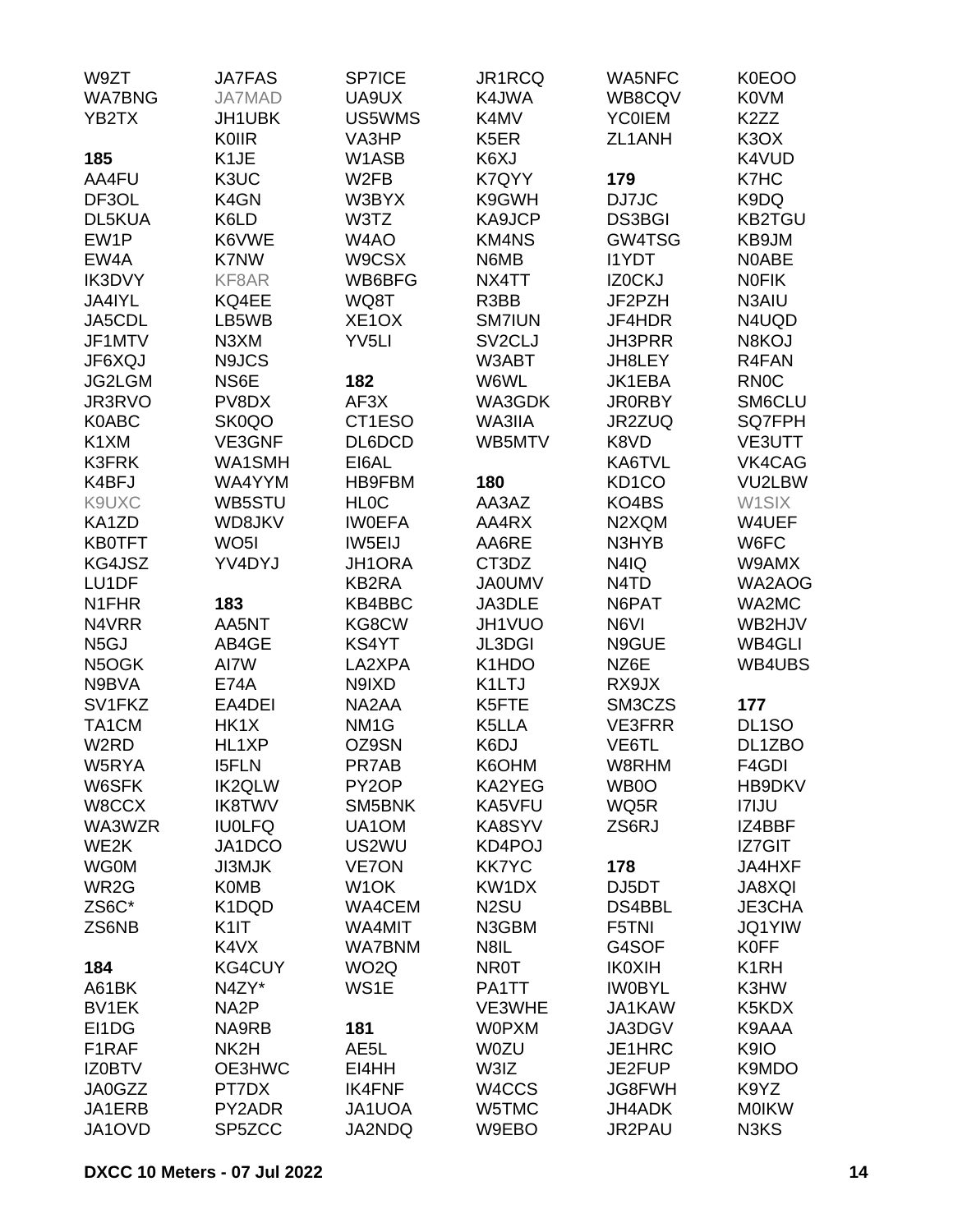W9ZT
WA7BNG
YB2TX

**185**
AA4FU
DF3OL
DL5KUA
EW1P
EW4A
IK3DVY
JA4IYL
JA5CDL
JF1MTV
JF6XQJ
JG2LGM
JR3RVO
K0ABC
K1XM
K3FRK
K4BFJ
K9UXC
KA1ZD
KB0TFT
KG4JSZ
LU1DF
N1FHR
N4VRR
N5GJ
N5OGK
N9BVA
SV1FKZ
TA1CM
W2RD
W5RYA
W6SFK
W8CCX
WA3WZR
WE2K
WG0M
WR2G
ZS6C*
ZS6NB

**184**
A61BK
BV1EK
EI1DG
F1RAF
IZ0BTV
JA0GZZ
JA1ERB
JA1OVD
JA7FAS
JA7MAD
JH1UBK
K0IIR
K1JE
K3UC
K4GN
K6LD
K6VWE
K7NW
KF8AR
KQ4EE
LB5WB
N3XM
N9JCS
NS6E
PV8DX
SK0QO
VE3GNF
WA1SMH
WA4YYM
WB5STU
WD8JKV
WO5I
YV4DYJ

**183**
AA5NT
AB4GE
AI7W
E74A
EA4DEI
HK1X
HL1XP
I5FLN
IK2QLW
IK8TWV
IU0LFQ
JA1DCO
JI3MJK
K0MB
K1DQD
K1IT
K4VX
KG4CUY
N4ZY*
NA2P
NA9RB
NK2H
OE3HWC
PT7DX
PY2ADR
SP5ZCC
SP7ICE
UA9UX
US5WMS
VA3HP
W1ASB
W2FB
W3BYX
W3TZ
W4AO
W9CSX
WB6BFG
WQ8T
XE1OX
YV5LI

**182**
AF3X
CT1ESO
DL6DCD
EI6AL
HB9FBM
HL0C
IW0EFA
IW5EIJ
JH1ORA
KB2RA
KG8CW
KS4YT
LA2XPA
N9IXD
NA2AA
NM1G
OZ9SN
PR7AB
PY2OP
SM5BNK
UA1OM
US2WU
VE7ON
W1OK
WA4CEM
WA4MIT
WA7BNM
WO2Q
WS1E

**181**
AE5L
EI4HH
IK4FNF
JA1UOA
JA2NDQ
JR1RCQ
K4JWA
K4MV
K5ER
K6XJ
K7QYY
K9GWH
KA9JCP
KM4NS
N6MB
NX4TT
R3BB
SM7IUN
SV2CLJ
W3ABT
W6WL
WA3GDK
WA3IIA
WB5MTV

**180**
AA3AZ
AA4RX
AA6RE
CT3DZ
JA0UMV
JA3DLE
JH1VUO
JL3DGI
K1HDO
K1LTJ
K5FTE
K5LLA
K6DJ
K6OHM
KA2YEG
KA5VFU
KA8SYV
KD4POJ
KK7YC
KW1DX
N2SU
N3GBM
N8IL
NR0T
PA1TT
VE3WHE
W0PXM
W0ZU
W3IZ
W4CCS
W5TMC
W9EBO
WA5NFC
WB8CQV
YC0IEM
ZL1ANH

**179**
DJ7JC
DS3BGI
GW4TSG
I1YDT
IZ0CKJ
JF2PZH
JF4HDR
JH3PRR
JH8LEY
JK1EBA
JR0RBY
JR2ZUQ
K8VD
KA6TVL
KD1CO
KO4BS
N2XQM
N3HYB
N4IQ
N4TD
N6PAT
N6VI
N9GUE
NZ6E
RX9JX
SM3CZS
VE3FRR
VE6TL
W8RHM
WB0O
WQ5R
ZS6RJ

**178**
DJ5DT
DS4BBL
F5TNI
G4SOF
IK0XIH
IW0BYL
JA1KAW
JA3DGV
JE1HRC
JE2FUP
JG8FWH
JH4ADK
JR2PAU
K0EOO
K0VM
K2ZZ
K3OX
K4VUD
K7HC
K9DQ
KB2TGU
KB9JM
N0ABE
N0FIK
N3AIU
N4UQD
N8KOJ
R4FAN
RN0C
SM6CLU
SQ7FPH
VE3UTT
VK4CAG
VU2LBW
W1SIX
W4UEF
W6FC
W9AMX
WA2AOG
WA2MC
WB2HJV
WB4GLI
WB4UBS

**177**
DL1SO
DL1ZBO
F4GDI
HB9DKV
I7IJU
IZ4BBF
IZ7GIT
JA4HXF
JA8XQI
JE3CHA
JQ1YIW
K0FF
K1RH
K3HW
K5KDX
K9AAA
K9IO
K9MDO
K9YZ
M0IKW
N3KS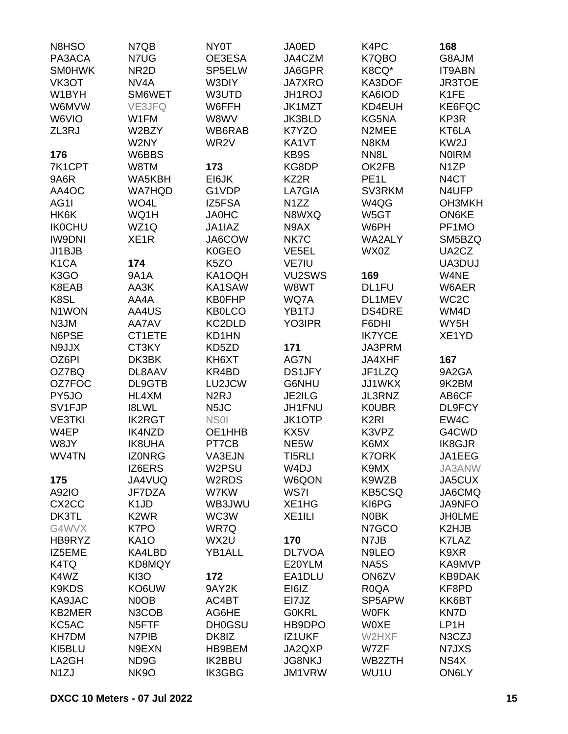N8HSO
PA3ACA
SM0HWK
VK3OT
W1BYH
W6MVW
W6VIO
ZL3RJ

**176**
7K1CPT
9A6R
AA4OC
AG1I
HK6K
IK0CHU
IW9DNI
JI1BJB
K1CA
K3GO
K8EAB
K8SL
N1WON
N3JM
N6PSE
N9JJX
OZ6PI
OZ7BQ
OZ7FOC
PY5JO
SV1FJP
VE3TKI
W4EP
W8JY
WV4TN

**175**
A92IO
CX2CC
DK3TL
G4WVX
HB9RYZ
IZ5EME
K4TQ
K4WZ
K9KDS
KA9JAC
KB2MER
KC5AC
KH7DM
KI5BLU
LA2GH
N1ZJ

N7QB
N7UG
NR2D
NV4A
SM6WET
VE3JFQ
W1FM
W2BZY
W2NY
W6BBS
W8TM
WA5KBH
WA7HQD
WO4L
WQ1H
WZ1Q
XE1R

**174**
9A1A
AA3K
AA4A
AA4US
AA7AV
CT1ETE
CT3KY
DK3BK
DL8AAV
DL9GTB
HL4XM
I8LWL
IK2RGT
IK4NZD
IK8UHA
IZ0NRG
IZ6ERS
JA4VUQ
JF7DZA
K1JD
K2WR
K7PO
KA1O
KA4LBD
KD8MQY
KI3O
KO6UW
N0OB
N3COB
N5FTF
N7PIB
N9EXN
ND9G
NK9O

NY0T
OE3ESA
SP5ELW
W3DIY
W3UTD
W6FFH
W8WV
WB6RAB
WR2V

**173**
EI6JK
G1VDP
IZ5FSA
JA0HC
JA1IAZ
JA6COW
K0GEO
K5ZO
KA1OQH
KA1SAW
KB0FHP
KB0LCO
KC2DLD
KD1HN
KD5ZD
KH6XT
KR4BD
LU2JCW
N2RJ
N5JC
NS0I
OE1HHB
PT7CB
VA3EJN
W2PSU
W2RDS
W7KW
WB3JWU
WC3W
WR7Q
WX2U
YB1ALL

**172**
9AY2K
AC4BT
AG6HE
DH0GSU
DK8IZ
HB9BEM
IK2BBU
IK3GBG

JA0ED
JA4CZM
JA6GPR
JA7XRO
JH1ROJ
JK1MZT
JK3BLD
K7YZO
KA1VT
KB9S
KG8DP
KZ2R
LA7GIA
N1ZZ
N8WXQ
N9AX
NK7C
VE5EL
VE7IU
VU2SWS
W8WT
WQ7A
YB1TJ
YO3IPR

**171**
AG7N
DS1JFY
G6NHU
JE2ILG
JH1FNU
JK1OTP
KX5V
NE5W
TI5RLI
W4DJ
W6QON
WS7I
XE1HG
XE1ILI

**170**
DL7VOA
E20YLM
EA1DLU
EI6IZ
EI7JZ
G0KRL
HB9DPO
IZ1UKF
JA2QXP
JG8NKJ
JM1VRW

K4PC
K7QBO
K8CQ*
KA3DOF
KA6IOD
KD4EUH
KG5NA
N2MEE
N8KM
NN8L
OK2FB
PE1L
SV3RKM
W4QG
W5GT
W6PH
WA2ALY
WX0Z

**169**
DL1FU
DL1MEV
DS4DRE
F6DHI
IK7YCE
JA3PRM
JA4XHF
JF1LZQ
JJ1WKX
JL3RNZ
K0UBR
K2RI
K3VPZ
K6MX
K7ORK
K9MX
K9WZB
KB5CSQ
KI6PG
N0BK
N7GCO
N7JB
N9LEO
NA5S
ON6ZV
R0QA
SP5APW
W0FK
W0XE
W2HXF
W7ZF
WB2ZTH
WU1U

**168**
G8AJM
IT9ABN
JR3TOE
K1FE
KE6FQC
KP3R
KT6LA
KW2J
N0IRM
N1ZP
N4CT
N4UFP
OH3MKH
ON6KE
PF1MO
SM5BZQ
UA2CZ
UA3DUJ
W4NE
W6AER
WC2C
WM4D
WY5H
XE1YD

**167**
9A2GA
9K2BM
AB6CF
DL9FCY
EW4C
G4CWD
IK8GJR
JA1EEG
JA3ANW
JA5CUX
JA6CMQ
JA9NFO
JH0LME
K2HJB
K7LAZ
K9XR
KA9MVP
KB9DAK
KF8PD
KK6BT
KN7D
LP1H
N3CZJ
N7JXS
NS4X
ON6LY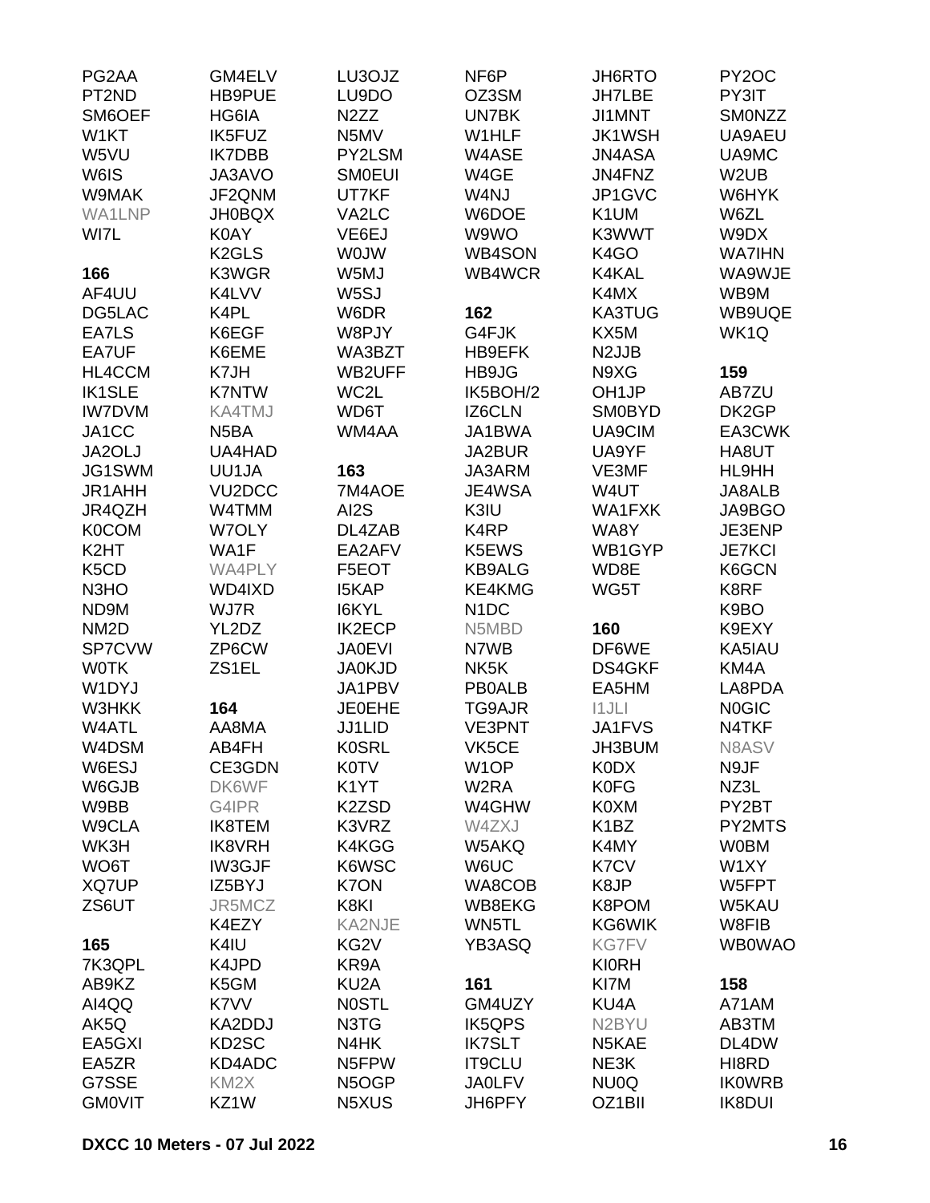PG2AA
PT2ND
SM6OEF
W1KT
W5VU
W6IS
W9MAK
WA1LNP
WI7L

**166**

AF4UU
DG5LAC
EA7LS
EA7UF
HL4CCM
IK1SLE
IW7DVM
JA1CC
JA2OLJ
JG1SWM
JR1AHH
JR4QZH
K0COM
K2HT
K5CD
N3HO
ND9M
NM2D
SP7CVW
W0TK
W1DYJ
W3HKK
W4ATL
W4DSM
W6ESJ
W6GJB
W9BB
W9CLA
WK3H
WO6T
XQ7UP
ZS6UT

**165**

7K3QPL
AB9KZ
AI4QQ
AK5Q
EA5GXI
EA5ZR
G7SSE
GM0VIT
GM4ELV
HB9PUE
HG6IA
IK5FUZ
IK7DBB
JA3AVO
JF2QNM
JH0BQX
K0AY
K2GLS
K3WGR
K4LVV
K4PL
K6EGF
K6EME
K7JH
K7NTW
KA4TMJ
N5BA
UA4HAD
UU1JA
VU2DCC
W4TMM
W7OLY
WA1F
WA4PLY
WD4IXD
WJ7R
YL2DZ
ZP6CW
ZS1EL

**164**

AA8MA
AB4FH
CE3GDN
DK6WF
G4IPR
IK8TEM
IK8VRH
IW3GJF
IZ5BYJ
JR5MCZ
K4EZY
K4IU
K4JPD
K5GM
K7VV
KA2DDJ
KD2SC
KD4ADC
KM2X
KZ1W
LU3OJZ
LU9DO
N2ZZ
N5MV
PY2LSM
SM0EUI
UT7KF
VA2LC
VE6EJ
W0JW
W5MJ
W5SJ
W6DR
W8PJY
WA3BZT
WB2UFF
WC2L
WD6T
WM4AA

**163**

7M4AOE
AI2S
DL4ZAB
EA2AFV
F5EOT
I5KAP
I6KYL
IK2ECP
JA0EVI
JA0KJD
JA1PBV
JE0EHE
JJ1LID
K0SRL
K0TV
K1YT
K2ZSD
K3VRZ
K4KGG
K6WSC
K7ON
K8KI
KA2NJE
KG2V
KR9A
KU2A
N0STL
N3TG
N4HK
N5FPW
N5OGP
N5XUS
NF6P
OZ3SM
UN7BK
W1HLF
W4ASE
W4GE
W4NJ
W6DOE
W9WO
WB4SON
WB4WCR

**162**

G4FJK
HB9EFK
HB9JG
IK5BOH/2
IZ6CLN
JA1BWA
JA2BUR
JA3ARM
JE4WSA
K3IU
K4RP
K5EWS
KB9ALG
KE4KMG
N1DC
N5MBD
N7WB
NK5K
PB0ALB
TG9AJR
VE3PNT
VK5CE
W1OP
W2RA
W4GHW
W4ZXJ
W5AKQ
W6UC
WA8COB
WB8EKG
WN5TL
YB3ASQ

**161**

GM4UZY
IK5QPS
IK7SLT
IT9CLU
JA0LFV
JH6PFY
JH6RTO
JH7LBE
JI1MNT
JK1WSH
JN4ASA
JN4FNZ
JP1GVC
K1UM
K3WWT
K4GO
K4KAL
K4MX
KA3TUG
KX5M
N2JJB
N9XG
OH1JP
SM0BYD
UA9CIM
UA9YF
VE3MF
W4UT
WA1FXK
WA8Y
WB1GYP
WD8E
WG5T

**160**

DF6WE
DS4GKF
EA5HM
I1JLI
JA1FVS
JH3BUM
K0DX
K0FG
K0XM
K1BZ
K4MY
K7CV
K8JP
K8POM
KG6WIK
KG7FV
KI0RH
KI7M
KU4A
N2BYU
N5KAE
NE3K
NU0Q
OZ1BII
PY2OC
PY3IT
SM0NZZ
UA9AEU
UA9MC
W2UB
W6HYK
W6ZL
W9DX
WA7IHN
WA9WJE
WB9M
WB9UQE
WK1Q

**159**

AB7ZU
DK2GP
EA3CWK
HA8UT
HL9HH
JA8ALB
JA9BGO
JE3ENP
JE7KCI
K6GCN
K8RF
K9BO
K9EXY
KA5IAU
KM4A
LA8PDA
N0GIC
N4TKF
N8ASV
N9JF
NZ3L
PY2BT
PY2MTS
W0BM
W1XY
W5FPT
W5KAU
W8FIB
WB0WAO

**158**

A71AM
AB3TM
DL4DW
HI8RD
IK0WRB
IK8DUI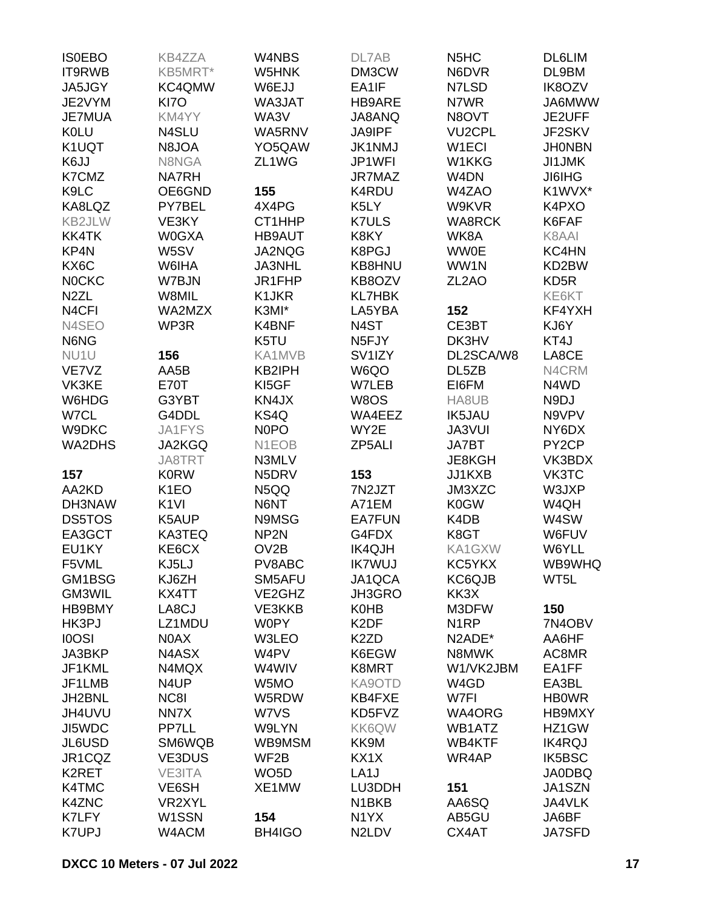IS0EBO
IT9RWB
JA5JGY
JE2VYM
JE7MUA
K0LU
K1UQT
K6JJ
K7CMZ
K9LC
KA8LQZ
KB2JLW
KK4TK
KP4N
KX6C
N0CKC
N2ZL
N4CFI
N4SEO
N6NG
NU1U
VE7VZ
VK3KE
W6HDG
W7CL
W9DKC
WA2DHS

**157**

AA2KD
DH3NAW
DS5TOS
EA3GCT
EU1KY
F5VML
GM1BSG
GM3WIL
HB9BMY
HK3PJ
I0OSI
JA3BKP
JF1KML
JF1LMB
JH2BNL
JH4UVU
JI5WDC
JL6USD
JR1CQZ
K2RET
K4TMC
K4ZNC
K7LFY
K7UPJ
KB4ZZA
KB5MRT*
KC4QMW
KI7O
KM4YY
N4SLU
N8JOA
N8NGA
NA7RH
OE6GND
PY7BEL
VE3KY
W0GXA
W5SV
W6IHA
W7BJN
W8MIL
WA2MZX
WP3R

**156**

AA5B
E70T
G3YBT
G4DDL
JA1FYS
JA2KGQ
JA8TRT
K0RW
K1EO
K1VI
K5AUP
KA3TEQ
KE6CX
KJ5LJ
KJ6ZH
KX4TT
LA8CJ
LZ1MDU
N0AX
N4ASX
N4MQX
N4UP
NC8I
NN7X
PP7LL
SM6WQB
VE3DUS
VE3ITA
VE6SH
VR2XYL
W1SSN
W4ACM
W4NBS
W5HNK
W6EJJ
WA3JAT
WA3V
WA5RNV
YO5QAW
ZL1WG

**155**

4X4PG
CT1HHP
HB9AUT
JA2NQG
JA3NHL
JR1FHP
K1JKR
K3MI*
K4BNF
K5TU
KA1MVB
KB2IPH
KI5GF
KN4JX
KS4Q
N0PO
N1EOB
N3MLV
N5DRV
N5QQ
N6NT
N9MSG
NP2N
OV2B
PV8ABC
SM5AFU
VE2GHZ
VE3KKB
W0PY
W3LEO
W4PV
W4WIV
W5MO
W5RDW
W7VS
W9LYN
WB9MSM
WF2B
WO5D
XE1MW

**154**

BH4IGO
DL7AB
DM3CW
EA1IF
HB9ARE
JA8ANQ
JA9IPF
JK1NMJ
JP1WFI
JR7MAZ
K4RDU
K5LY
K7ULS
K8KY
K8PGJ
KB8HNU
KB8OZV
KL7HBK
LA5YBA
N4ST
N5FJY
SV1IZY
W6QO
W7LEB
W8OS
WA4EEZ
WY2E
ZP5ALI

**153**

7N2JZT
A71EM
EA7FUN
G4FDX
IK4QJH
IK7WUJ
JA1QCA
JH3GRO
K0HB
K2DF
K2ZD
K6EGW
K8MRT
KA9OTD
KB4FXE
KD5FVZ
KK6QW
KK9M
KX1X
LA1J
LU3DDH
N1BKB
N1YX
N2LDV
N5HC
N6DVR
N7LSD
N7WR
N8OVT
VU2CPL
W1ECI
W1KKG
W4DN
W4ZAO
W9KVR
WA8RCK
WK8A
WW0E
WW1N
ZL2AO

**152**

CE3BT
DK3HV
DL2SCA/W8
DL5ZB
EI6FM
HA8UB
IK5JAU
JA3VUI
JA7BT
JE8KGH
JJ1KXB
JM3XZC
K0GW
K4DB
K8GT
KA1GXW
KC5YKX
KC6QJB
KK3X
M3DFW
N1RP
N2ADE*
N8MWK
W1/VK2JBM
W4GD
W7FI
WA4ORG
WB1ATZ
WB4KTF
WR4AP

**151**

AA6SQ
AB5GU
CX4AT
DL6LIM
DL9BM
IK8OZV
JA6MWW
JE2UFF
JF2SKV
JH0NBN
JI1JMK
JI6IHG
K1WVX*
K4PXO
K6FAF
K8AAI
KC4HN
KD2BW
KD5R
KE6KT
KF4YXH
KJ6Y
KT4J
LA8CE
N4CRM
N4WD
N9DJ
N9VPV
NY6DX
PY2CP
VK3BDX
VK3TC
W3JXP
W4QH
W4SW
W6FUV
W6YLL
WB9WHQ
WT5L

**150**

7N4OBV
AA6HF
AC8MR
EA1FF
EA3BL
HB0WR
HB9MXY
HZ1GW
IK4RQJ
IK5BSC
JA0DBQ
JA1SZN
JA4VLK
JA6BF
JA7SFD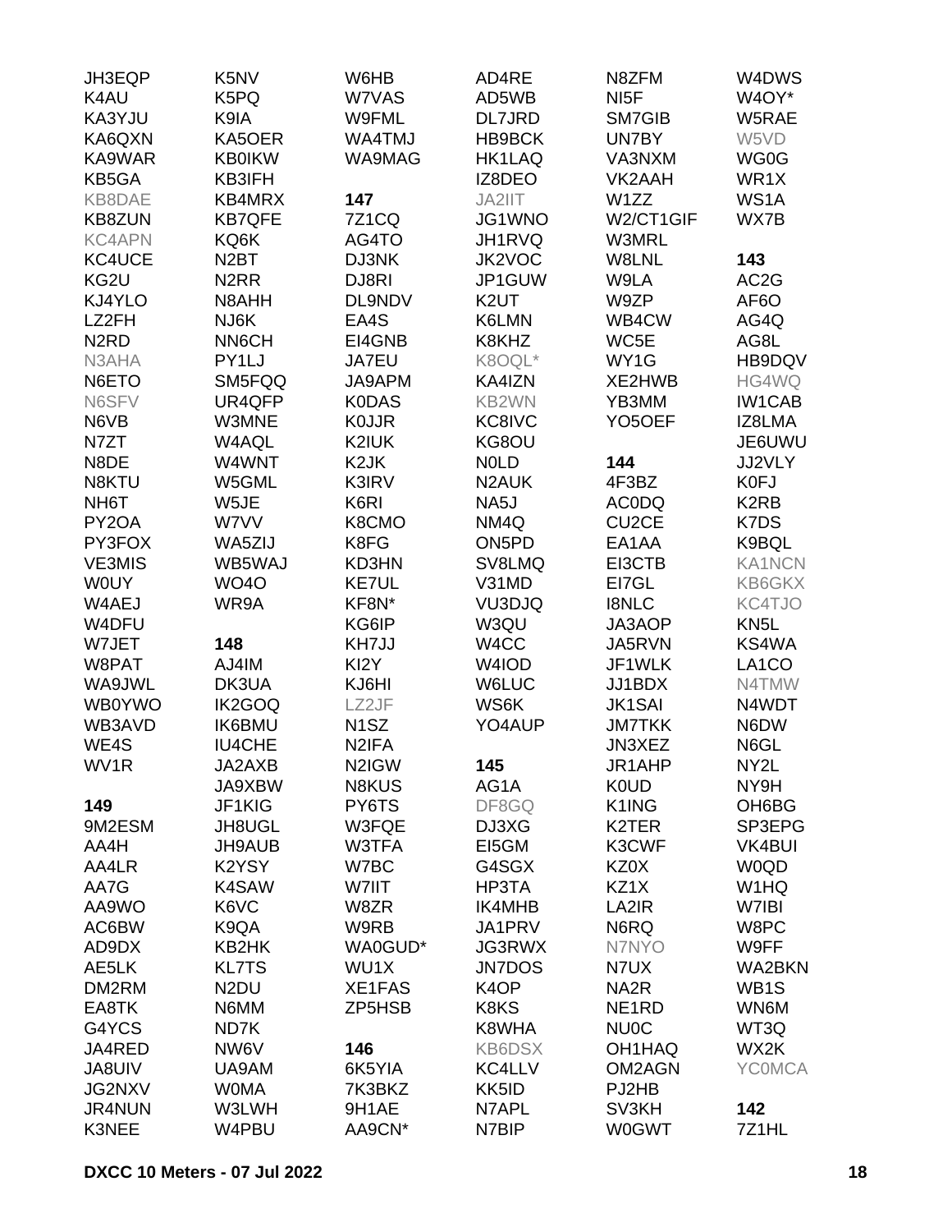JH3EQP
K4AU
KA3YJU
KA6QXN
KA9WAR
KB5GA
KB8DAE
KB8ZUN
KC4APN
KC4UCE
KG2U
KJ4YLO
LZ2FH
N2RD
N3AHA
N6ETO
N6SFV
N6VB
N7ZT
N8DE
N8KTU
NH6T
PY2OA
PY3FOX
VE3MIS
W0UY
W4AEJ
W4DFU
W7JET
W8PAT
WA9JWL
WB0YWO
WB3AVD
WE4S
WV1R

**149**

9M2ESM
AA4H
AA4LR
AA7G
AA9WO
AC6BW
AD9DX
AE5LK
DM2RM
EA8TK
G4YCS
JA4RED
JA8UIV
JG2NXV
JR4NUN
K3NEE
K5NV
K5PQ
K9IA
KA5OER
KB0IKW
KB3IFH
KB4MRX
KB7QFE
KQ6K
N2BT
N2RR
N8AHH
NJ6K
NN6CH
PY1LJ
SM5FQQ
UR4QFP
W3MNE
W4AQL
W4WNT
W5GML
W5JE
W7VV
WA5ZIJ
WB5WAJ
WO4O
WR9A

**148**

AJ4IM
DK3UA
IK2GOQ
IK6BMU
IU4CHE
JA2AXB
JA9XBW
JF1KIG
JH8UGL
JH9AUB
K2YSY
K4SAW
K6VC
K9QA
KB2HK
KL7TS
N2DU
N6MM
ND7K
NW6V
UA9AM
W0MA
W3LWH
W4PBU
W6HB
W7VAS
W9FML
WA4TMJ
WA9MAG

**147**

7Z1CQ
AG4TO
DJ3NK
DJ8RI
DL9NDV
EA4S
EI4GNB
JA7EU
JA9APM
K0DAS
K0JJR
K2IUK
K2JK
K3IRV
K6RI
K8CMO
K8FG
KD3HN
KE7UL
KF8N*
KG6IP
KH7JJ
KI2Y
KJ6HI
LZ2JF
N1SZ
N2IFA
N2IGW
N8KUS
PY6TS
W3FQE
W3TFA
W7BC
W7IIT
W8ZR
W9RB
WA0GUD*
WU1X
XE1FAS
ZP5HSB

**146**

6K5YIA
7K3BKZ
9H1AE
AA9CN*
AD4RE
AD5WB
DL7JRD
HB9BCK
HK1LAQ
IZ8DEO
JA2IIT
JG1WNO
JH1RVQ
JK2VOC
JP1GUW
K2UT
K6LMN
K8KHZ
K8OQL*
KA4IZN
KB2WN
KC8IVC
KG8OU
N0LD
N2AUK
NA5J
NM4Q
ON5PD
SV8LMQ
V31MD
VU3DJQ
W3QU
W4CC
W4IOD
W6LUC
WS6K
YO4AUP

**145**

AG1A
DF8GQ
DJ3XG
EI5GM
G4SGX
HP3TA
IK4MHB
JA1PRV
JG3RWX
JN7DOS
K4OP
K8KS
K8WHA
KB6DSX
KC4LLV
KK5ID
N7APL
N7BIP
N8ZFM
NI5F
SM7GIB
UN7BY
VA3NXM
VK2AAH
W1ZZ
W2/CT1GIF
W3MRL
W8LNL
W9LA
W9ZP
WB4CW
WC5E
WY1G
XE2HWB
YB3MM
YO5OEF

**144**

4F3BZ
AC0DQ
CU2CE
EA1AA
EI3CTB
EI7GL
I8NLC
JA3AOP
JA5RVN
JF1WLK
JJ1BDX
JK1SAI
JM7TKK
JN3XEZ
JR1AHP
K0UD
K1ING
K2TER
K3CWF
KZ0X
KZ1X
LA2IR
N6RQ
N7NYO
N7UX
NA2R
NE1RD
NU0C
OH1HAQ
OM2AGN
PJ2HB
SV3KH
W0GWT
W4DWS
W4OY*
W5RAE
W5VD
WG0G
WR1X
WS1A
WX7B

**143**

AC2G
AF6O
AG4Q
AG8L
HB9DQV
HG4WQ
IW1CAB
IZ8LMA
JE6UWU
JJ2VLY
K0FJ
K2RB
K7DS
K9BQL
KA1NCN
KB6GKX
KC4TJO
KN5L
KS4WA
LA1CO
N4TMW
N4WDT
N6DW
N6GL
NY2L
NY9H
OH6BG
SP3EPG
VK4BUI
W0QD
W1HQ
W7IBI
W8PC
W9FF
WA2BKN
WB1S
WN6M
WT3Q
WX2K
YC0MCA

**142**

7Z1HL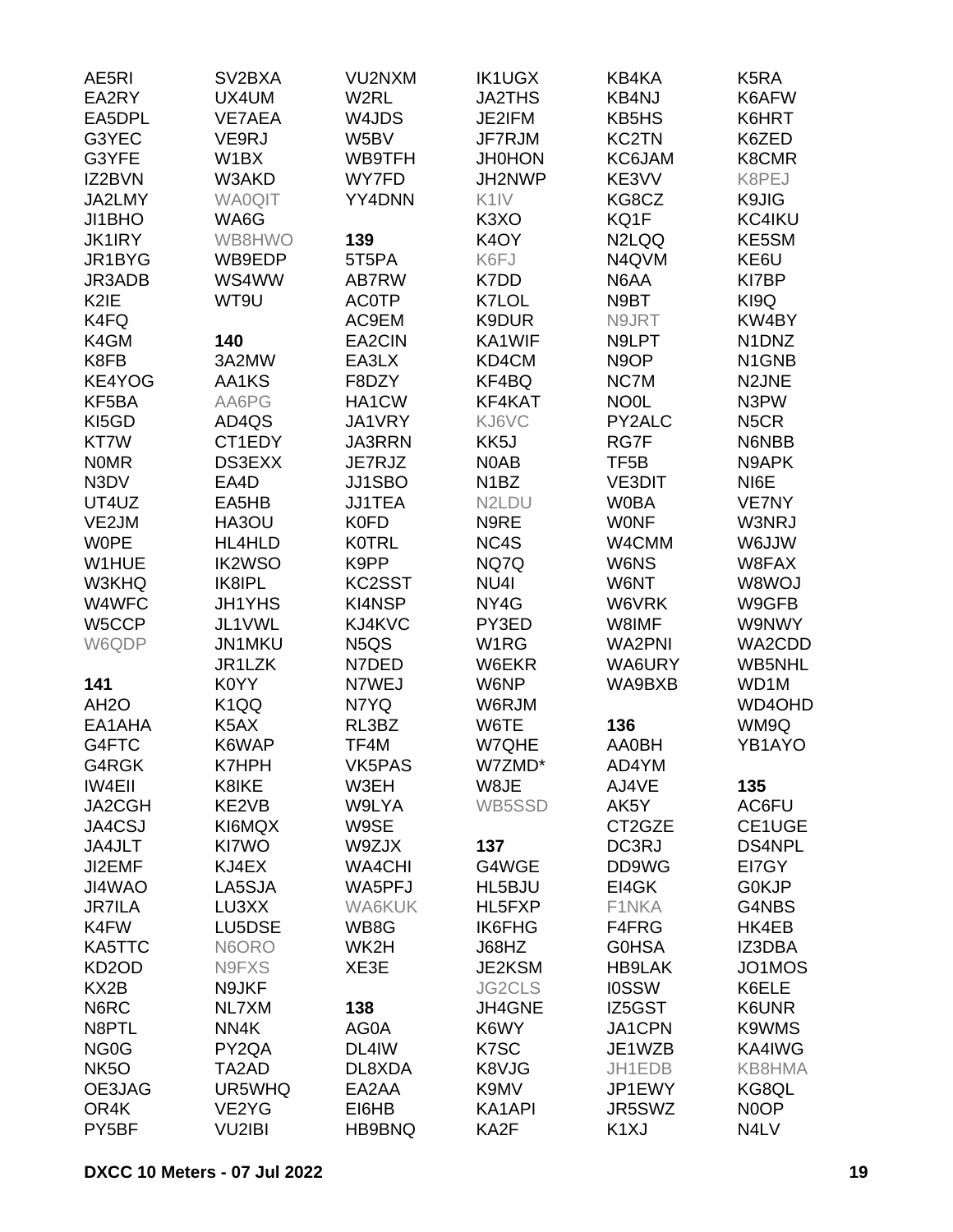AE5RI
EA2RY
EA5DPL
G3YEC
G3YFE
IZ2BVN
JA2LMY
JI1BHO
JK1IRY
JR1BYG
JR3ADB
K2IE
K4FQ
K4GM
K8FB
KE4YOG
KF5BA
KI5GD
KT7W
N0MR
N3DV
UT4UZ
VE2JM
W0PE
W1HUE
W3KHQ
W4WFC
W5CCP
W6QDP

**141**

AH2O
EA1AHA
G4FTC
G4RGK
IW4EII
JA2CGH
JA4CSJ
JA4JLT
JI2EMF
JI4WAO
JR7ILA
K4FW
KA5TTC
KD2OD
KX2B
N6RC
N8PTL
NG0G
NK5O
OE3JAG
OR4K
PY5BF
SV2BXA
UX4UM
VE7AEA
VE9RJ
W1BX
W3AKD
WA0QIT
WA6G
WB8HWO
WB9EDP
WS4WW
WT9U

**140**

3A2MW
AA1KS
AA6PG
AD4QS
CT1EDY
DS3EXX
EA4D
EA5HB
HA3OU
HL4HLD
IK2WSO
IK8IPL
JH1YHS
JL1VWL
JN1MKU
JR1LZK
K0YY
K1QQ
K5AX
K6WAP
K7HPH
K8IKE
KE2VB
KI6MQX
KI7WO
KJ4EX
LA5SJA
LU3XX
LU5DSE
N6ORO
N9FXS
N9JKF
NL7XM
NN4K
PY2QA
TA2AD
UR5WHQ
VE2YG
VU2IBI
VU2NXM
W2RL
W4JDS
W5BV
WB9TFH
WY7FD
YY4DNN

**139**

5T5PA
AB7RW
AC0TP
AC9EM
EA2CIN
EA3LX
F8DZY
HA1CW
JA1VRY
JA3RRN
JE7RJZ
JJ1SBO
JJ1TEA
K0FD
K0TRL
K9PP
KC2SST
KI4NSP
KJ4KVC
N5QS
N7DED
N7WEJ
N7YQ
RL3BZ
TF4M
VK5PAS
W3EH
W9LYA
W9SE
W9ZJX
WA4CHI
WA5PFJ
WA6KUK
WB8G
WK2H
XE3E

**138**

AG0A
DL4IW
DL8XDA
EA2AA
EI6HB
HB9BNQ
IK1UGX
JA2THS
JE2IFM
JF7RJM
JH0HON
JH2NWP
K1IV
K3XO
K4OY
K6FJ
K7DD
K7LOL
K9DUR
KA1WIF
KD4CM
KF4BQ
KF4KAT
KJ6VC
KK5J
N0AB
N1BZ
N2LDU
N9RE
NC4S
NQ7Q
NU4I
NY4G
PY3ED
W1RG
W6EKR
W6NP
W6RJM
W6TE
W7QHE
W7ZMD*
W8JE
WB5SSD

**137**

G4WGE
HL5BJU
HL5FXP
IK6FHG
J68HZ
JE2KSM
JG2CLS
JH4GNE
K6WY
K7SC
K8VJG
K9MV
KA1API
KA2F
KB4KA
KB4NJ
KB5HS
KC2TN
KC6JAM
KE3VV
KG8CZ
KQ1F
N2LQQ
N4QVM
N6AA
N9BT
N9JRT
N9LPT
N9OP
NC7M
NO0L
PY2ALC
RG7F
TF5B
VE3DIT
W0BA
W0NF
W4CMM
W6NS
W6NT
W6VRK
W8IMF
WA2PNI
WA6URY
WA9BXB

**136**

AA0BH
AD4YM
AJ4VE
AK5Y
CT2GZE
DC3RJ
DD9WG
EI4GK
F1NKA
F4FRG
G0HSA
HB9LAK
I0SSW
IZ5GST
JA1CPN
JE1WZB
JH1EDB
JP1EWY
JR5SWZ
K1XJ
K5RA
K6AFW
K6HRT
K6ZED
K8CMR
K8PEJ
K9JIG
KC4IKU
KE5SM
KE6U
KI7BP
KI9Q
KW4BY
N1DNZ
N1GNB
N2JNE
N3PW
N5CR
N6NBB
N9APK
NI6E
VE7NY
W3NRJ
W6JJW
W8FAX
W8WOJ
W9GFB
W9NWY
WA2CDD
WB5NHL
WD1M
WD4OHD
WM9Q
YB1AYO

**135**

AC6FU
CE1UGE
DS4NPL
EI7GY
G0KJP
G4NBS
HK4EB
IZ3DBA
JO1MOS
K6ELE
K6UNR
K9WMS
KA4IWG
KB8HMA
KG8QL
N0OP
N4LV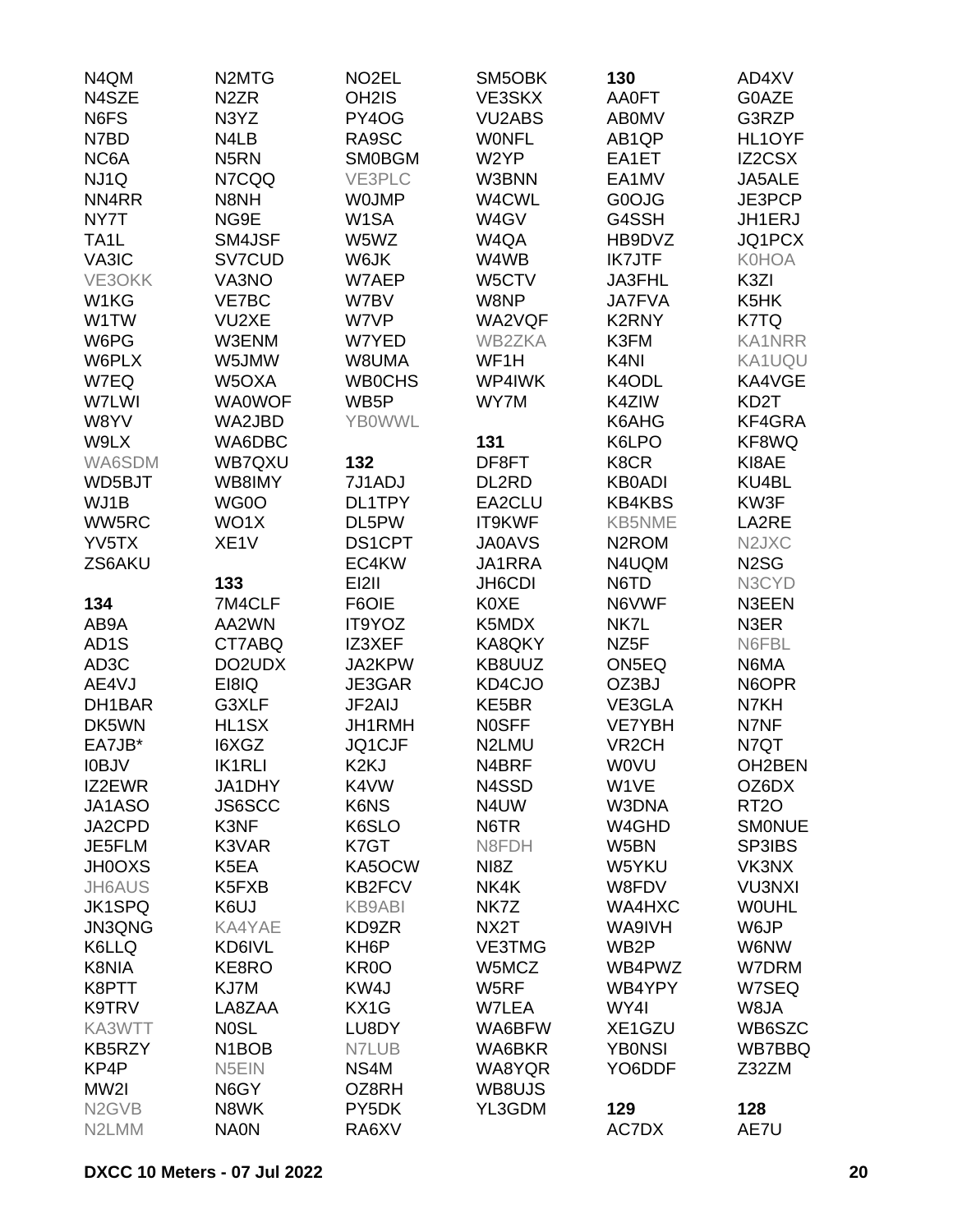N4QM
N4SZE
N6FS
N7BD
NC6A
NJ1Q
NN4RR
NY7T
TA1L
VA3IC
VE3OKK
W1KG
W1TW
W6PG
W6PLX
W7EQ
W7LWI
W8YV
W9LX
WA6SDM
WD5BJT
WJ1B
WW5RC
YV5TX
ZS6AKU

**134**
AB9A
AD1S
AD3C
AE4VJ
DH1BAR
DK5WN
EA7JB*
I0BJV
IZ2EWR
JA1ASO
JA2CPD
JE5FLM
JH0OXS
JH6AUS
JK1SPQ
JN3QNG
K6LLQ
K8NIA
K8PTT
K9TRV
KA3WTT
KB5RZY
KP4P
MW2I
N2GVB
N2LMM

N2MTG
N2ZR
N3YZ
N4LB
N5RN
N7CQQ
N8NH
NG9E
SM4JSF
SV7CUD
VA3NO
VE7BC
VU2XE
W3ENM
W5JMW
W5OXA
WA0WOF
WA2JBD
WA6DBC
WB7QXU
WB8IMY
WG0O
WO1X
XE1V

**133**
7M4CLF
AA2WN
CT7ABQ
DO2UDX
EI8IQ
G3XLF
HL1SX
I6XGZ
IK1RLI
JA1DHY
JS6SCC
K3NF
K3VAR
K5EA
K5FXB
K6UJ
KA4YAE
KD6IVL
KE8RO
KJ7M
LA8ZAA
N0SL
N1BOB
N5EIN
N6GY
N8WK
NA0N

NO2EL
OH2IS
PY4OG
RA9SC
SM0BGM
VE3PLC
W0JMP
W1SA
W5WZ
W6JK
W7AEP
W7BV
W7VP
W7YED
W8UMA
WB0CHS
WB5P
YB0WWL

**132**
7J1ADJ
DL1TPY
DL5PW
DS1CPT
EC4KW
EI2II
F6OIE
IT9YOZ
IZ3XEF
JA2KPW
JE3GAR
JF2AIJ
JH1RMH
JQ1CJF
K2KJ
K4VW
K6NS
K6SLO
K7GT
KA5OCW
KB2FCV
KB9ABI
KD9ZR
KH6P
KR0O
KW4J
KX1G
LU8DY
N7LUB
NS4M
OZ8RH
PY5DK
RA6XV

SM5OBK
VE3SKX
VU2ABS
W0NFL
W2YP
W3BNN
W4CWL
W4GV
W4QA
W4WB
W5CTV
W8NP
WA2VQF
WB2ZKA
WF1H
WP4IWK
WY7M

**131**
DF8FT
DL2RD
EA2CLU
IT9KWF
JA0AVS
JA1RRA
JH6CDI
K0XE
K5MDX
KA8QKY
KB8UUZ
KD4CJO
KE5BR
N0SFF
N2LMU
N4BRF
N4SSD
N4UW
N6TR
N8FDH
NI8Z
NK4K
NK7Z
NX2T
VE3TMG
W5MCZ
W5RF
W7LEA
WA6BFW
WA6BKR
WA8YQR
WB8UJS
YL3GDM

**130**
AA0FT
AB0MV
AB1QP
EA1ET
EA1MV
G0OJG
G4SSH
HB9DVZ
IK7JTF
JA3FHL
JA7FVA
K2RNY
K3FM
K4NI
K4ODL
K4ZIW
K6AHG
K6LPO
K8CR
KB0ADI
KB4KBS
KB5NME
N2ROM
N4UQM
N6TD
N6VWF
NK7L
NZ5F
ON5EQ
OZ3BJ
VE3GLA
VE7YBH
VR2CH
W0VU
W1VE
W3DNA
W4GHD
W5BN
W5YKU
W8FDV
WA4HXC
WA9IVH
WB2P
WB4PWZ
WB4YPY
WY4I
XE1GZU
YB0NSI
YO6DDF

**129**
AC7DX

AD4XV
G0AZE
G3RZP
HL1OYF
IZ2CSX
JA5ALE
JE3PCP
JH1ERJ
JQ1PCX
K0HOA
K3ZI
K5HK
K7TQ
KA1NRR
KA1UQU
KA4VGE
KD2T
KF4GRA
KF8WQ
KI8AE
KU4BL
KW3F
LA2RE
N2JXC
N2SG
N3CYD
N3EEN
N3ER
N6FBL
N6MA
N6OPR
N7KH
N7NF
N7QT
OH2BEN
OZ6DX
RT2O
SM0NUE
SP3IBS
VK3NX
VU3NXI
W0UHL
W6JP
W6NW
W7DRM
W7SEQ
W8JA
WB6SZC
WB7BBQ
Z32ZM

**128**
AE7U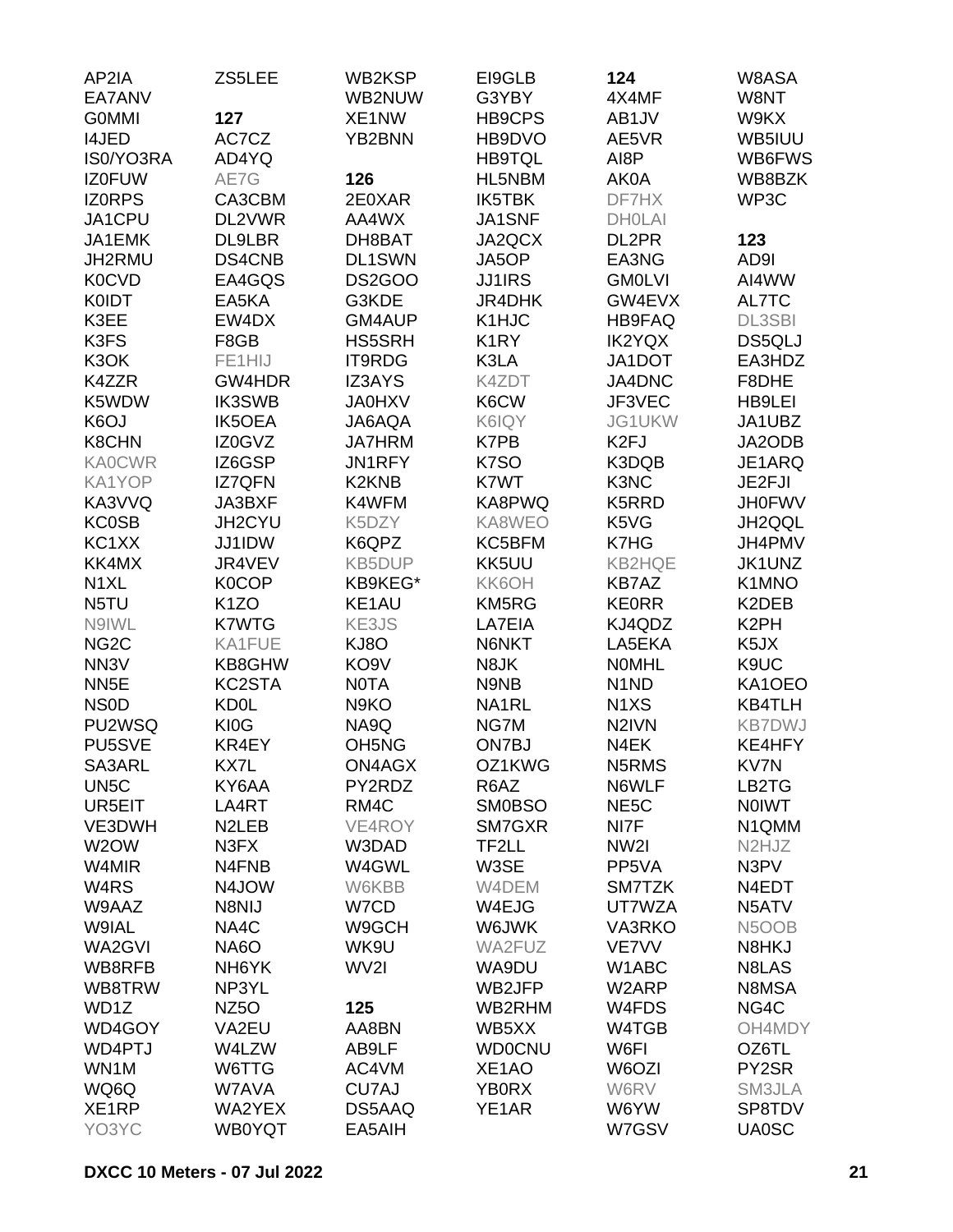AP2IA
EA7ANV
G0MMI
I4JED
IS0/YO3RA
IZ0FUW
IZ0RPS
JA1CPU
JA1EMK
JH2RMU
K0CVD
K0IDT
K3EE
K3FS
K3OK
K4ZZR
K5WDW
K6OJ
K8CHN
KA0CWR
KA1YOP
KA3VVQ
KC0SB
KC1XX
KK4MX
N1XL
N5TU
N9IWL
NG2C
NN3V
NN5E
NS0D
PU2WSQ
PU5SVE
SA3ARL
UN5C
UR5EIT
VE3DWH
W2OW
W4MIR
W4RS
W9AAZ
W9IAL
WA2GVI
WB8RFB
WB8TRW
WD1Z
WD4GOY
WD4PTJ
WN1M
WQ6Q
XE1RP
YO3YC
ZS5LEE

**127**

AC7CZ
AD4YQ
AE7G
CA3CBM
DL2VWR
DL9LBR
DS4CNB
EA4GQS
EA5KA
EW4DX
F8GB
FE1HIJ
GW4HDR
IK3SWB
IK5OEA
IZ0GVZ
IZ6GSP
IZ7QFN
JA3BXF
JH2CYU
JJ1IDW
JR4VEV
K0COP
K1ZO
K7WTG
KA1FUE
KB8GHW
KC2STA
KD0L
KI0G
KR4EY
KX7L
KY6AA
LA4RT
N2LEB
N3FX
N4FNB
N4JOW
N8NIJ
NA4C
NA6O
NH6YK
NP3YL
NZ5O
VA2EU
W4LZW
W6TTG
W7AVA
WA2YEX
WB0YQT
WB2KSP
WB2NUW
XE1NW
YB2BNN

**126**

2E0XAR
AA4WX
DH8BAT
DL1SWN
DS2GOO
G3KDE
GM4AUP
HS5SRH
IT9RDG
IZ3AYS
JA0HXV
JA6AQA
JA7HRM
JN1RFY
K2KNB
K4WFM
K5DZY
K6QPZ
KB5DUP
KB9KEG*
KE1AU
KE3JS
KJ8O
KO9V
N0TA
N9KO
NA9Q
OH5NG
ON4AGX
PY2RDZ
RM4C
VE4ROY
W3DAD
W4GWL
W6KBB
W7CD
W9GCH
WK9U
WV2I

**125**

AA8BN
AB9LF
AC4VM
CU7AJ
DS5AAQ
EA5AIH
EI9GLB
G3YBY
HB9CPS
HB9DVO
HB9TQL
HL5NBM
IK5TBK
JA1SNF
JA2QCX
JA5OP
JJ1IRS
JR4DHK
K1HJC
K1RY
K3LA
K4ZDT
K6CW
K6IQY
K7PB
K7SO
K7WT
KA8PWQ
KA8WEO
KC5BFM
KK5UU
KK6OH
KM5RG
LA7EIA
N6NKT
N8JK
N9NB
NA1RL
NG7M
ON7BJ
OZ1KWG
R6AZ
SM0BSO
SM7GXR
TF2LL
W3SE
W4DEM
W4EJG
W6JWK
WA2FUZ
WA9DU
WB2JFP
WB2RHM
WB5XX
WD0CNU
XE1AO
YB0RX
YE1AR

**124**

4X4MF
AB1JV
AE5VR
AI8P
AK0A
DF7HX
DH0LAI
DL2PR
EA3NG
GM0LVI
GW4EVX
HB9FAQ
IK2YQX
JA1DOT
JA4DNC
JF3VEC
JG1UKW
K2FJ
K3DQB
K3NC
K5RRD
K5VG
K7HG
KB2HQE
KB7AZ
KE0RR
KJ4QDZ
LA5EKA
N0MHL
N1ND
N1XS
N2IVN
N4EK
N5RMS
N6WLF
NE5C
NI7F
NW2I
PP5VA
SM7TZK
UT7WZA
VA3RKO
VE7VV
W1ABC
W2ARP
W4FDS
W4TGB
W6FI
W6OZI
W6RV
W6YW
W7GSV
W8ASA
W8NT
W9KX
WB5IUU
WB6FWS
WB8BZK
WP3C

**123**

AD9I
AI4WW
AL7TC
DL3SBI
DS5QLJ
EA3HDZ
F8DHE
HB9LEI
JA1UBZ
JA2ODB
JE1ARQ
JE2FJI
JH0FWV
JH2QQL
JH4PMV
JK1UNZ
K1MNO
K2DEB
K2PH
K5JX
K9UC
KA1OEO
KB4TLH
KB7DWJ
KE4HFY
KV7N
LB2TG
N0IWT
N1QMM
N2HJZ
N3PV
N4EDT
N5ATV
N5OOB
N8HKJ
N8LAS
N8MSA
NG4C
OH4MDY
OZ6TL
PY2SR
SM3JLA
SP8TDV
UA0SC

**DXCC 10 Meters - 07 Jul 2022**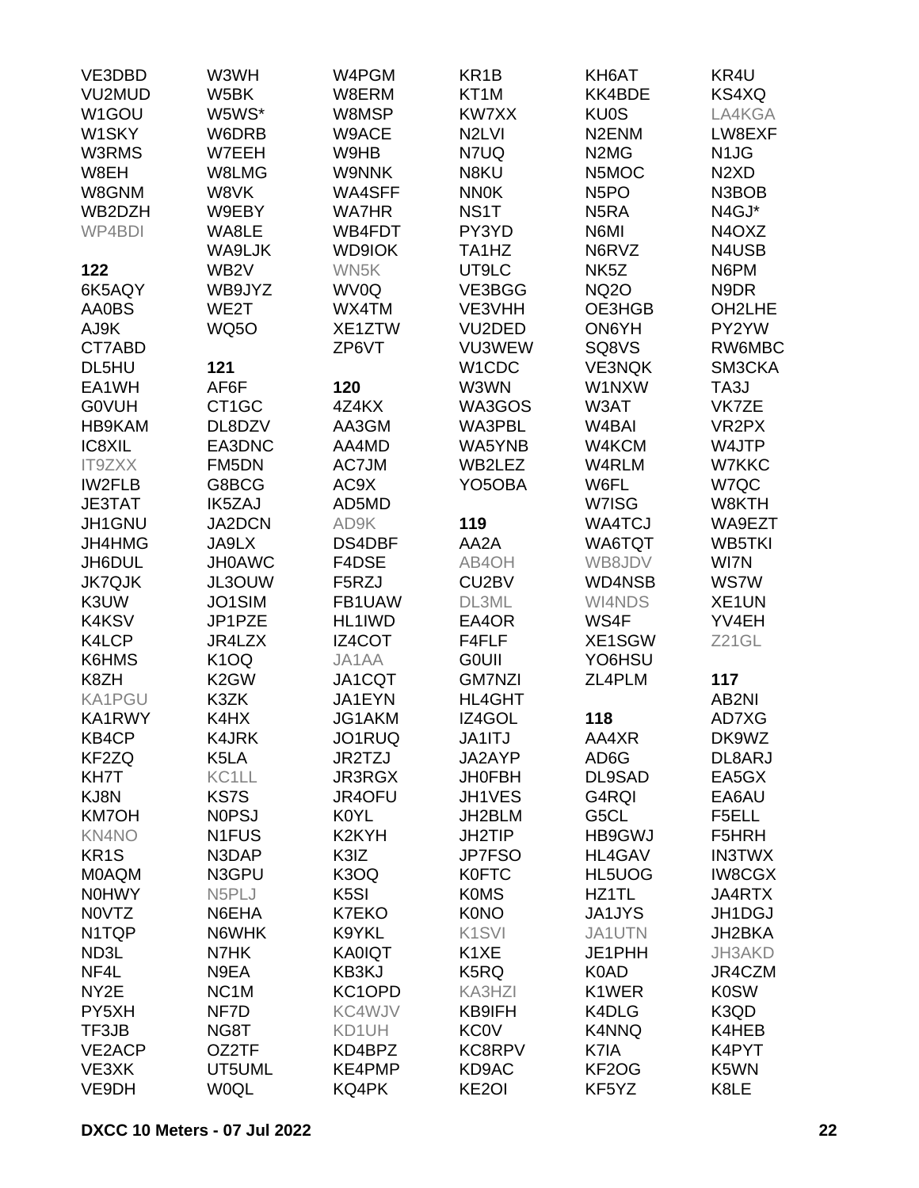VE3DBD
VU2MUD
W1GOU
W1SKY
W3RMS
W8EH
W8GNM
WB2DZH
WP4BDI

**122**

6K5AQY
AA0BS
AJ9K
CT7ABD
DL5HU
EA1WH
G0VUH
HB9KAM
IC8XIL
IT9ZXX
IW2FLB
JE3TAT
JH1GNU
JH4HMG
JH6DUL
JK7QJK
K3UW
K4KSV
K4LCP
K6HMS
K8ZH
KA1PGU
KA1RWY
KB4CP
KF2ZQ
KH7T
KJ8N
KM7OH
KN4NO
KR1S
M0AQM
N0HWY
N0VTZ
N1TQP
ND3L
NF4L
NY2E
PY5XH
TF3JB
VE2ACP
VE3XK
VE9DH
W3WH
W5BK
W5WS*
W6DRB
W7EEH
W8LMG
W8VK
W9EBY
WA8LE
WA9LJK
WB2V
WB9JYZ
WE2T
WQ5O

**121**

AF6F
CT1GC
DL8DZV
EA3DNC
FM5DN
G8BCG
IK5ZAJ
JA2DCN
JA9LX
JH0AWC
JL3OUW
JO1SIM
JP1PZE
JR4LZX
K1OQ
K2GW
K3ZK
K4HX
K4JRK
K5LA
KC1LL
KS7S
N0PSJ
N1FUS
N3DAP
N3GPU
N5PLJ
N6EHA
N6WHK
N7HK
N9EA
NC1M
NF7D
NG8T
OZ2TF
UT5UML
W0QL
W4PGM
W8ERM
W8MSP
W9ACE
W9HB
W9NNK
WA4SFF
WA7HR
WB4FDT
WD9IOK
WN5K
WV0Q
WX4TM
XE1ZTW
ZP6VT

**120**

4Z4KX
AA3GM
AA4MD
AC7JM
AC9X
AD5MD
AD9K
DS4DBF
F4DSE
F5RZJ
FB1UAW
HL1IWD
IZ4COT
JA1AA
JA1CQT
JA1EYN
JG1AKM
JO1RUQ
JR2TZJ
JR3RGX
JR4OFU
K0YL
K2KYH
K3IZ
K3OQ
K5SI
K7EKO
K9YKL
KA0IQT
KB3KJ
KC1OPD
KC4WJV
KD1UH
KD4BPZ
KE4PMP
KQ4PK
KR1B
KT1M
KW7XX
N2LVI
N7UQ
N8KU
NN0K
NS1T
PY3YD
TA1HZ
UT9LC
VE3BGG
VE3VHH
VU2DED
VU3WEW
W1CDC
W3WN
WA3GOS
WA3PBL
WA5YNB
WB2LEZ
YO5OBA

**119**

AA2A
AB4OH
CU2BV
DL3ML
EA4OR
F4FLF
G0UII
GM7NZI
HL4GHT
IZ4GOL
JA1ITJ
JA2AYP
JH0FBH
JH1VES
JH2BLM
JH2TIP
JP7FSO
K0FTC
K0MS
K0NO
K1SVI
K1XE
K5RQ
KA3HZI
KB9IFH
KC0V
KC8RPV
KD9AC
KE2OI
KH6AT
KK4BDE
KU0S
N2ENM
N2MG
N5MOC
N5PO
N5RA
N6MI
N6RVZ
NK5Z
NQ2O
OE3HGB
ON6YH
SQ8VS
VE3NQK
W1NXW
W3AT
W4BAI
W4KCM
W4RLM
W6FL
W7ISG
WA4TCJ
WA6TQT
WB8JDV
WD4NSB
WI4NDS
WS4F
XE1SGW
YO6HSU
ZL4PLM

**118**

AA4XR
AD6G
DL9SAD
G4RQI
G5CL
HB9GWJ
HL4GAV
HL5UOG
HZ1TL
JA1JYS
JA1UTN
JE1PHH
K0AD
K1WER
K4DLG
K4NNQ
K7IA
KF2OG
KF5YZ
KR4U
KS4XQ
LA4KGA
LW8EXF
N1JG
N2XD
N3BOB
N4GJ*
N4OXZ
N4USB
N6PM
N9DR
OH2LHE
PY2YW
RW6MBC
SM3CKA
TA3J
VK7ZE
VR2PX
W4JTP
W7KKC
W7QC
W8KTH
WA9EZT
WB5TKI
WI7N
WS7W
XE1UN
YV4EH
Z21GL

**117**

AB2NI
AD7XG
DK9WZ
DL8ARJ
EA5GX
EA6AU
F5ELL
F5HRH
IN3TWX
IW8CGX
JA4RTX
JH1DGJ
JH2BKA
JH3AKD
JR4CZM
K0SW
K3QD
K4HEB
K4PYT
K5WN
K8LE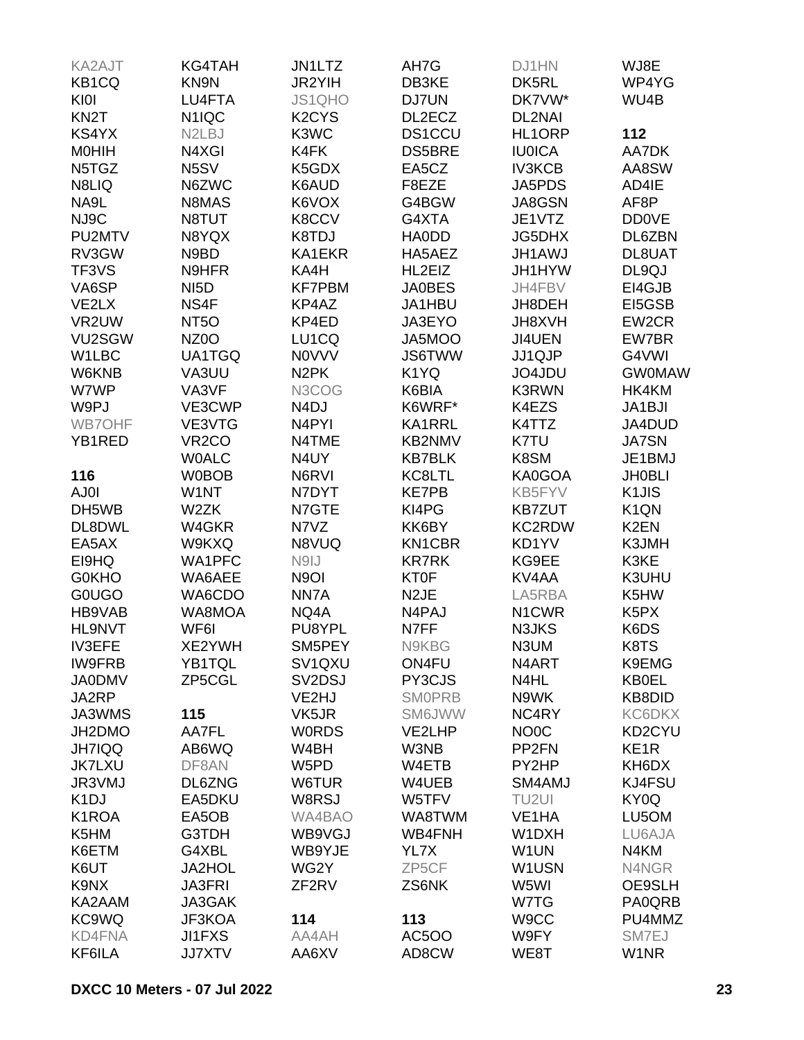KA2AJT
KB1CQ
KI0I
KN2T
KS4YX
M0HIH
N5TGZ
N8LIQ
NA9L
NJ9C
PU2MTV
RV3GW
TF3VS
VA6SP
VE2LX
VR2UW
VU2SGW
W1LBC
W6KNB
W7WP
W9PJ
WB7OHF
YB1RED

**116**

AJ0I
DH5WB
DL8DWL
EA5AX
EI9HQ
G0KHO
G0UGO
HB9VAB
HL9NVT
IV3EFE
IW9FRB
JA0DMV
JA2RP
JA3WMS
JH2DMO
JH7IQQ
JK7LXU
JR3VMJ
K1DJ
K1ROA
K5HM
K6ETM
K6UT
K9NX
KA2AAM
KC9WQ
KD4FNA
KF6ILA
KG4TAH
KN9N
LU4FTA
N1IQC
N2LBJ
N4XGI
N5SV
N6ZWC
N8MAS
N8TUT
N8YQX
N9BD
N9HFR
NI5D
NS4F
NT5O
NZ0O
UA1TGQ
VA3UU
VA3VF
VE3CWP
VE3VTG
VR2CO
W0ALC
W0BOB
W1NT
W2ZK
W4GKR
W9KXQ
WA1PFC
WA6AEE
WA6CDO
WA8MOA
WF6I
XE2YWH
YB1TQL
ZP5CGL

**115**

AA7FL
AB6WQ
DF8AN
DL6ZNG
EA5DKU
EA5OB
G3TDH
G4XBL
JA2HOL
JA3FRI
JA3GAK
JF3KOA
JI1FXS
JJ7XTV
JN1LTZ
JR2YIH
JS1QHO
K2CYS
K3WC
K4FK
K5GDX
K6AUD
K6VOX
K8CCV
K8TDJ
KA1EKR
KA4H
KF7PBM
KP4AZ
KP4ED
LU1CQ
N0VVV
N2PK
N3COG
N4DJ
N4PYI
N4TME
N4UY
N6RVI
N7DYT
N7GTE
N7VZ
N8VUQ
N9IJ
N9OI
NN7A
NQ4A
PU8YPL
SM5PEY
SV1QXU
SV2DSJ
VE2HJ
VK5JR
W0RDS
W4BH
W5PD
W6TUR
W8RSJ
WA4BAO
WB9VGJ
WB9YJE
WG2Y
ZF2RV

**114**

AA4AH
AA6XV
AH7G
DB3KE
DJ7UN
DL2ECZ
DS1CCU
DS5BRE
EA5CZ
F8EZE
G4BGW
G4XTA
HA0DD
HA5AEZ
HL2EIZ
JA0BES
JA1HBU
JA3EYO
JA5MOO
JS6TWW
K1YQ
K6BIA
K6WRF*
KA1RRL
KB2NMV
KB7BLK
KC8LTL
KE7PB
KI4PG
KK6BY
KN1CBR
KR7RK
KT0F
N2JE
N4PAJ
N7FF
N9KBG
ON4FU
PY3CJS
SM0PRB
SM6JWW
VE2LHP
W3NB
W4ETB
W4UEB
W5TFV
WA8TWM
WB4FNH
YL7X
ZP5CF
ZS6NK

**113**

AC5OO
AD8CW
DJ1HN
DK5RL
DK7VW*
DL2NAI
HL1ORP
IU0ICA
IV3KCB
JA5PDS
JA8GSN
JE1VTZ
JG5DHX
JH1AWJ
JH1HYW
JH4FBV
JH8DEH
JH8XVH
JI4UEN
JJ1QJP
JO4JDU
K3RWN
K4EZS
K4TTZ
K7TU
K8SM
KA0GOA
KB5FYV
KB7ZUT
KC2RDW
KD1YV
KG9EE
KV4AA
LA5RBA
N1CWR
N3JKS
N3UM
N4ART
N4HL
N9WK
NC4RY
NO0C
PP2FN
PY2HP
SM4AMJ
TU2UI
VE1HA
W1DXH
W1UN
W1USN
W5WI
W7TG
W9CC
W9FY
WE8T
WJ8E
WP4YG
WU4B

**112**

AA7DK
AA8SW
AD4IE
AF8P
DD0VE
DL6ZBN
DL8UAT
DL9QJ
EI4GJB
EI5GSB
EW2CR
EW7BR
G4VWI
GW0MAW
HK4KM
JA1BJI
JA4DUD
JA7SN
JE1BMJ
JH0BLI
K1JIS
K1QN
K2EN
K3JMH
K3KE
K3UHU
K5HW
K5PX
K6DS
K8TS
K9EMG
KB0EL
KB8DID
KC6DKX
KD2CYU
KE1R
KH6DX
KJ4FSU
KY0Q
LU5OM
LU6AJA
N4KM
N4NGR
OE9SLH
PA0QRB
PU4MMZ
SM7EJ
W1NR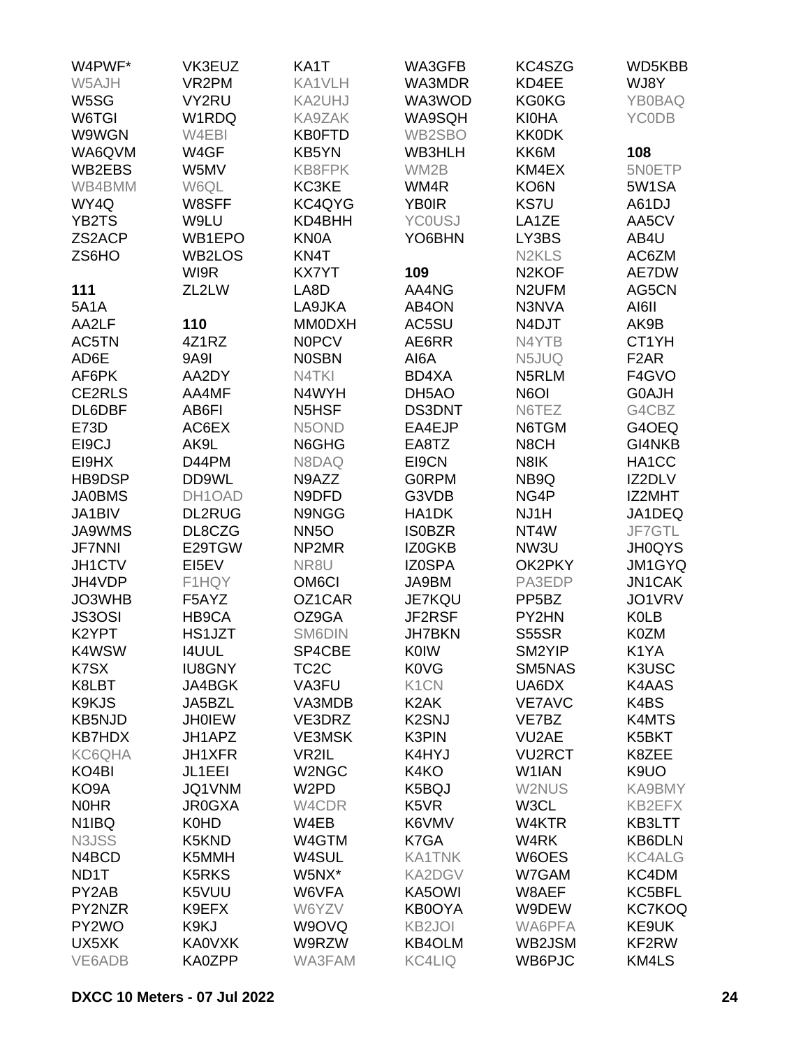W4PWF*
W5AJH
W5SG
W6TGI
W9WGN
WA6QVM
WB2EBS
WB4BMM
WY4Q
YB2TS
ZS2ACP
ZS6HO

**111**
5A1A
AA2LF
AC5TN
AD6E
AF6PK
CE2RLS
DL6DBF
E73D
EI9CJ
EI9HX
HB9DSP
JA0BMS
JA1BIV
JA9WMS
JF7NNI
JH1CTV
JH4VDP
JO3WHB
JS3OSI
K2YPT
K4WSW
K7SX
K8LBT
K9KJS
KB5NJD
KB7HDX
KC6QHA
KO4BI
KO9A
N0HR
N1IBQ
N3JSS
N4BCD
ND1T
PY2AB
PY2NZR
PY2WO
UX5XK
VE6ADB

VK3EUZ
VR2PM
VY2RU
W1RDQ
W4EBI
W4GF
W5MV
W6QL
W8SFF
W9LU
WB1EPO
WB2LOS
WI9R
ZL2LW

**110**
4Z1RZ
9A9I
AA2DY
AA4MF
AB6FI
AC6EX
AK9L
D44PM
DD9WL
DH1OAD
DL2RUG
DL8CZG
E29TGW
EI5EV
F1HQY
F5AYZ
HB9CA
HS1JZT
I4UUL
IU8GNY
JA4BGK
JA5BZL
JH0IEW
JH1APZ
JH1XFR
JL1EEI
JQ1VNM
JR0GXA
K0HD
K5KND
K5MMH
K5RKS
K5VUU
K9EFX
K9KJ
KA0VXK
KA0ZPP

KA1T
KA1VLH
KA2UHJ
KA9ZAK
KB0FTD
KB5YN
KB8FPK
KC3KE
KC4QYG
KD4BHH
KN0A
KN4T
KX7YT
LA8D
LA9JKA
MM0DXH
N0PCV
N0SBN
N4TKI
N4WYH
N5HSF
N5OND
N6GHG
N8DAQ
N9AZZ
N9DFD
N9NGG
NN5O
NP2MR
NR8U
OM6CI
OZ1CAR
OZ9GA
SM6DIN
SP4CBE
TC2C
VA3FU
VA3MDB
VE3DRZ
VE3MSK
VR2IL
W2NGC
W2PD
W4CDR
W4EB
W4GTM
W4SUL
W5NX*
W6VFA
W6YZV
W9OVQ
W9RZW
WA3FAM

WA3GFB
WA3MDR
WA3WOD
WA9SQH
WB2SBO
WB3HLH
WM2B
WM4R
YB0IR
YC0USJ
YO6BHN

**109**
AA4NG
AB4ON
AC5SU
AE6RR
AI6A
BD4XA
DH5AO
DS3DNT
EA4EJP
EA8TZ
EI9CN
G0RPM
G3VDB
HA1DK
IS0BZR
IZ0GKB
IZ0SPA
JA9BM
JE7KQU
JF2RSF
JH7BKN
K0IW
K0VG
K1CN
K2AK
K2SNJ
K3PIN
K4HYJ
K4KO
K5BQJ
K5VR
K6VMV
K7GA
KA1TNK
KA2DGV
KA5OWI
KB0OYA
KB2JOI
KB4OLM
KC4LIQ

KC4SZG
KD4EE
KG0KG
KI0HA
KK0DK
KK6M
KM4EX
KO6N
KS7U
LA1ZE
LY3BS
N2KLS
N2KOF
N2UFM
N3NVA
N4DJT
N4YTB
N5JUQ
N5RLM
N6OI
N6TEZ
N6TGM
N8CH
N8IK
NB9Q
NG4P
NJ1H
NT4W
NW3U
OK2PKY
PA3EDP
PP5BZ
PY2HN
S55SR
SM2YIP
SM5NAS
UA6DX
VE7AVC
VE7BZ
VU2AE
VU2RCT
W1IAN
W2NUS
W3CL
W4KTR
W4RK
W6OES
W7GAM
W8AEF
W9DEW
WA6PFA
WB2JSM
WB6PJC

WD5KBB
WJ8Y
YB0BAQ
YC0DB

**108**
5N0ETP
5W1SA
A61DJ
AA5CV
AB4U
AC6ZM
AE7DW
AG5CN
AI6II
AK9B
CT1YH
F2AR
F4GVO
G0AJH
G4CBZ
G4OEQ
GI4NKB
HA1CC
IZ2DLV
IZ2MHT
JA1DEQ
JF7GTL
JH0QYS
JM1GYQ
JN1CAK
JO1VRV
K0LB
K0ZM
K1YA
K3USC
K4AAS
K4BS
K4MTS
K5BKT
K8ZEE
K9UO
KA9BMY
KB2EFX
KB3LTT
KB6DLN
KC4ALG
KC4DM
KC5BFL
KC7KOQ
KE9UK
KF2RW
KM4LS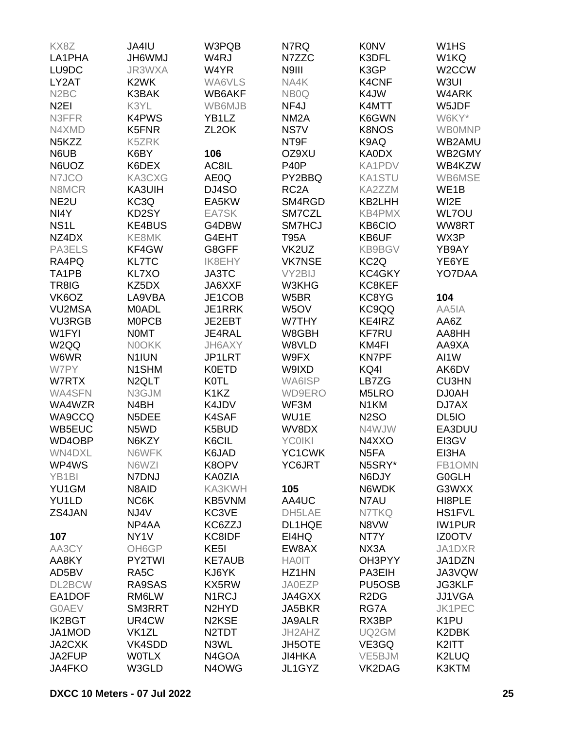KX8Z
LA1PHA
LU9DC
LY2AT
N2BC
N2EI
N3FFR
N4XMD
N5KZZ
N6UB
N6UOZ
N7JCO
N8MCR
NE2U
NI4Y
NS1L
NZ4DX
PA3ELS
RA4PQ
TA1PB
TR8IG
VK6OZ
VU2MSA
VU3RGB
W1FYI
W2QQ
W6WR
W7PY
W7RTX
WA4SFN
WA4WZR
WA9CCQ
WB5EUC
WD4OBP
WN4DXL
WP4WS
YB1BI
YU1GM
YU1LD
ZS4JAN

**107**

AA3CY
AA8KY
AD5BV
DL2BCW
EA1DOF
G0AEV
IK2BGT
JA1MOD
JA2CXK
JA2FUP
JA4FKO
JA4IU
JH6WMJ
JR3WXA
K2WK
K3BAK
K3YL
K4PWS
K5FNR
K5ZRK
K6BY
K6DEX
KA3CXG
KA3UIH
KC3Q
KD2SY
KE4BUS
KE8MK
KF4GW
KL7TC
KL7XO
KZ5DX
LA9VBA
M0ADL
M0PCB
N0MT
N0OKK
N1IUN
N1SHM
N2QLT
N3GJM
N4BH
N5DEE
N5WD
N6KZY
N6WFK
N6WZI
N7DNJ
N8AID
NC6K
NJ4V
NP4AA
NY1V
OH6GP
PY2TWI
RA5C
RA9SAS
RM6LW
SM3RRT
UR4CW
VK1ZL
VK4SDD
W0TLX
W3GLD
W3PQB
W4RJ
W4YR
WA6VLS
WB6AKF
WB6MJB
YB1LZ
ZL2OK

**106**

AC8IL
AE0Q
DJ4SO
EA5KW
EA7SK
G4DBW
G4EHT
G8GFF
IK8EHY
JA3TC
JA6XXF
JE1COB
JE1RRK
JE2EBT
JE4RAL
JH6AXY
JP1LRT
K0ETD
K0TL
K1KZ
K4JDV
K4SAF
K5BUD
K6CIL
K6JAD
K8OPV
KA0ZIA
KA3KWH
KB5VNM
KC3VE
KC6ZZJ
KC8IDF
KE5I
KE7AUB
KJ6YK
KX5RW
N1RCJ
N2HYD
N2KSE
N2TDT
N3WL
N4GOA
N4OWG
N7RQ
N7ZZC
N9III
NA4K
NB0Q
NF4J
NM2A
NS7V
NT9F
OZ9XU
P40P
PY2BBQ
RC2A
SM4RGD
SM7CZL
SM7HCJ
T95A
VK2UZ
VK7NSE
VY2BIJ
W3KHG
W5BR
W5OV
W7THY
W8GBH
W8VLD
W9FX
W9IXD
WA6ISP
WD9ERO
WF3M
WU1E
WV8DX
YC0IKI
YC1CWK
YC6JRT

**105**

AA4UC
DH5LAE
DL1HQE
EI4HQ
EW8AX
HA0IT
HZ1HN
JA0EZP
JA4GXX
JA5BKR
JA9ALR
JH2AHZ
JH5OTE
JI4HKA
JL1GYZ
K0NV
K3DFL
K3GP
K4CNF
K4JW
K4MTT
K6GWN
K8NOS
K9AQ
KA0DX
KA1PDV
KA1STU
KA2ZZM
KB2LHH
KB4PMX
KB6CIO
KB6UF
KB9BGV
KC2Q
KC4GKY
KC8KEF
KC8YG
KC9QQ
KE4IRZ
KF7RU
KM4FI
KN7PF
KQ4I
LB7ZG
M5LRO
N1KM
N2SO
N4WJW
N4XXO
N5FA
N5SRY*
N6DJY
N6WDK
N7AU
N7TKQ
N8VW
NT7Y
NX3A
OH3PYY
PA3EIH
PU5OSB
R2DG
RG7A
RX3BP
UQ2GM
VE3GQ
VE5BJM
VK2DAG
W1HS
W1KQ
W2CCW
W3UI
W4ARK
W5JDF
W6KY*
WB0MNP
WB2AMU
WB2GMY
WB4KZW
WB6MSE
WE1B
WI2E
WL7OU
WW8RT
WX3P
YB9AY
YE6YE
YO7DAA

**104**

AA5IA
AA6Z
AA8HH
AA9XA
AI1W
AK6DV
CU3HN
DJ0AH
DJ7AX
DL5IO
EA3DUU
EI3GV
EI3HA
FB1OMN
G0GLH
G3WXX
HI8PLE
HS1FVL
IW1PUR
IZ0OTV
JA1DXR
JA1DZN
JA3VQW
JG3KLF
JJ1VGA
JK1PEC
K1PU
K2DBK
K2ITT
K2LUQ
K3KTM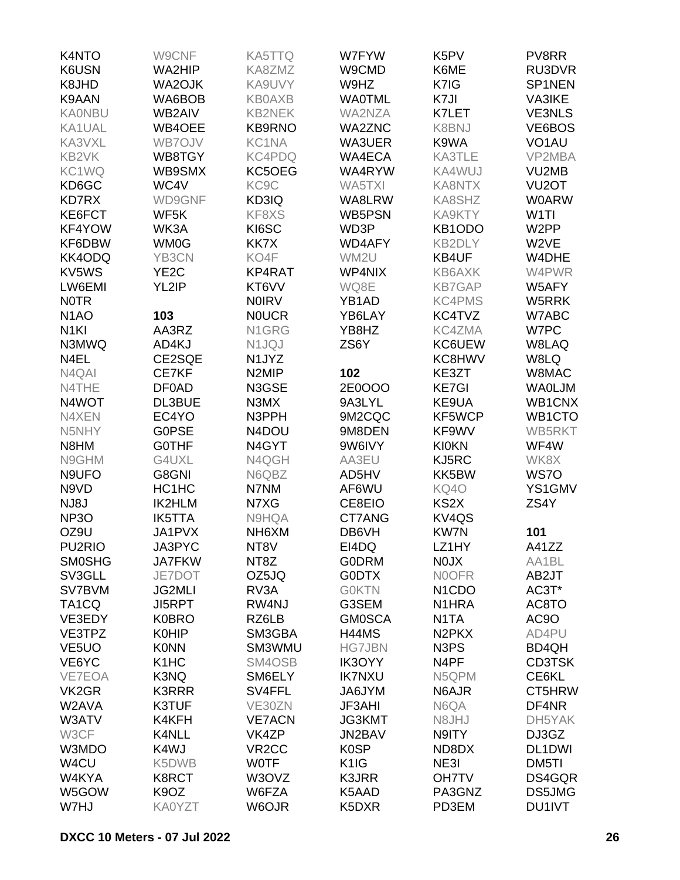K4NTO
K6USN
K8JHD
K9AAN
KA0NBU
KA1UAL
KA3VXL
KB2VK
KC1WQ
KD6GC
KD7RX
KE6FCT
KF4YOW
KF6DBW
KK4ODQ
KV5WS
LW6EMI
N0TR
N1AO
N1KI
N3MWQ
N4EL
N4QAI
N4THE
N4WOT
N4XEN
N5NHY
N8HM
N9GHM
N9UFO
N9VD
NJ8J
NP3O
OZ9U
PU2RIO
SM0SHG
SV3GLL
SV7BVM
TA1CQ
VE3EDY
VE3TPZ
VE5UO
VE6YC
VE7EOA
VK2GR
W2AVA
W3ATV
W3CF
W3MDO
W4CU
W4KYA
W5GOW
W7HJ
W9CNF
WA2HIP
WA2OJK
WA6BOB
WB2AIV
WB4OEE
WB7OJV
WB8TGY
WB9SMX
WC4V
WD9GNF
WF5K
WK3A
WM0G
YB3CN
YE2C
YL2IP

**103**

AA3RZ
AD4KJ
CE2SQE
CE7KF
DF0AD
DL3BUE
EC4YO
G0PSE
G0THF
G4UXL
G8GNI
HC1HC
IK2HLM
IK5TTA
JA1PVX
JA3PYC
JA7FKW
JE7DOT
JG2MLI
JI5RPT
K0BRO
K0HIP
K0NN
K1HC
K3NQ
K3RRR
K3TUF
K4KFH
K4NLL
K4WJ
K5DWB
K8RCT
K9OZ
KA0YZT
KA5TTQ
KA8ZMZ
KA9UVY
KB0AXB
KB2NEK
KB9RNO
KC1NA
KC4PDQ
KC5OEG
KC9C
KD3IQ
KF8XS
KI6SC
KK7X
KO4F
KP4RAT
KT6VV
N0IRV
N0UCR
N1GRG
N1JQJ
N1JYZ
N2MIP
N3GSE
N3MX
N3PPH
N4DOU
N4GYT
N4QGH
N6QBZ
N7NM
N7XG
N9HQA
NH6XM
NT8V
NT8Z
OZ5JQ
RV3A
RW4NJ
RZ6LB
SM3GBA
SM3WMU
SM4OSB
SM6ELY
SV4FFL
VE30ZN
VE7ACN
VK4ZP
VR2CC
W0TF
W3OVZ
W6FZA
W6OJR
W7FYW
W9CMD
W9HZ
WA0TML
WA2NZA
WA2ZNC
WA3UER
WA4ECA
WA4RYW
WA5TXI
WA8LRW
WB5PSN
WD3P
WD4AFY
WM2U
WP4NIX
WQ8E
YB1AD
YB6LAY
YB8HZ
ZS6Y

**102**

2E0OOO
9A3LYL
9M2CQC
9M8DEN
9W6IVY
AA3EU
AD5HV
AF6WU
CE8EIO
CT7ANG
DB6VH
EI4DQ
G0DRM
G0DTX
G0KTN
G3SEM
GM0SCA
H44MS
HG7JBN
IK3OYY
IK7NXU
JA6JYM
JF3AHI
JG3KMT
JN2BAV
K0SP
K1IG
K3JRR
K5AAD
K5DXR
K5PV
K6ME
K7IG
K7JI
K7LET
K8BNJ
K9WA
KA3TLE
KA4WUJ
KA8NTX
KA8SHZ
KA9KTY
KB1ODO
KB2DLY
KB4UF
KB6AXK
KB7GAP
KC4PMS
KC4TVZ
KC4ZMA
KC6UEW
KC8HWV
KE3ZT
KE7GI
KE9UA
KF5WCP
KF9WV
KI0KN
KJ5RC
KK5BW
KQ4O
KS2X
KV4QS
KW7N
LZ1HY
N0JX
N0OFR
N1CDO
N1HRA
N1TA
N2PKX
N3PS
N4PF
N5QPM
N6AJR
N6QA
N8JHJ
N9ITY
ND8DX
NE3I
OH7TV
PA3GNZ
PD3EM
PV8RR
RU3DVR
SP1NEN
VA3IKE
VE3NLS
VE6BOS
VO1AU
VP2MBA
VU2MB
VU2OT
W0ARW
W1TI
W2PP
W2VE
W4DHE
W4PWR
W5AFY
W5RRK
W7ABC
W7PC
W8LAQ
W8LQ
W8MAC
WA0LJM
WB1CNX
WB1CTO
WB5RKT
WF4W
WK8X
WS7O
YS1GMV
ZS4Y

**101**

A41ZZ
AA1BL
AB2JT
AC3T*
AC8TO
AC9O
AD4PU
BD4QH
CD3TSK
CE6KL
CT5HRW
DF4NR
DH5YAK
DJ3GZ
DL1DWI
DM5TI
DS4GQR
DS5JMG
DU1IVT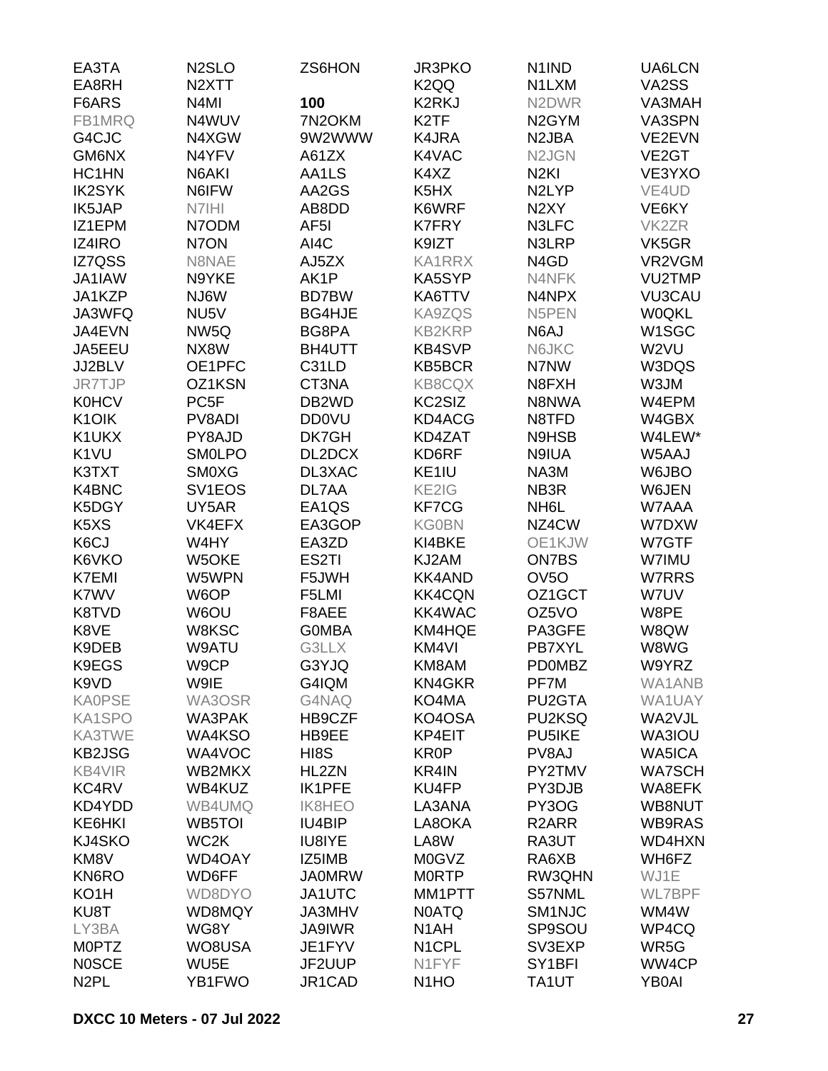| | | | | | |
|---|---|---|---|---|---|
| EA3TA | N2SLO | ZS6HON | JR3PKO | N1IND | UA6LCN |
| EA8RH | N2XTT | | K2QQ | N1LXM | VA2SS |
| F6ARS | N4MI | **100** | K2RKJ | N2DWR | VA3MAH |
| FB1MRQ | N4WUV | 7N2OKM | K2TF | N2GYM | VA3SPN |
| G4CJC | N4XGW | 9W2WWW | K4JRA | N2JBA | VE2EVN |
| GM6NX | N4YFV | A61ZX | K4VAC | N2JGN | VE2GT |
| HC1HN | N6AKI | AA1LS | K4XZ | N2KI | VE3YXO |
| IK2SYK | N6IFW | AA2GS | K5HX | N2LYP | VE4UD |
| IK5JAP | N7IHI | AB8DD | K6WRF | N2XY | VE6KY |
| IZ1EPM | N7ODM | AF5I | K7FRY | N3LFC | VK2ZR |
| IZ4IRO | N7ON | AI4C | K9IZT | N3LRP | VK5GR |
| IZ7QSS | N8NAE | AJ5ZX | KA1RRX | N4GD | VR2VGM |
| JA1IAW | N9YKE | AK1P | KA5SYP | N4NFK | VU2TMP |
| JA1KZP | NJ6W | BD7BW | KA6TTV | N4NPX | VU3CAU |
| JA3WFQ | NU5V | BG4HJE | KA9ZQS | N5PEN | W0QKL |
| JA4EVN | NW5Q | BG8PA | KB2KRP | N6AJ | W1SGC |
| JA5EEU | NX8W | BH4UTT | KB4SVP | N6JKC | W2VU |
| JJ2BLV | OE1PFC | C31LD | KB5BCR | N7NW | W3DQS |
| JR7TJP | OZ1KSN | CT3NA | KB8CQX | N8FXH | W3JM |
| K0HCV | PC5F | DB2WD | KC2SIZ | N8NWA | W4EPM |
| K1OIK | PV8ADI | DD0VU | KD4ACG | N8TFD | W4GBX |
| K1UKX | PY8AJD | DK7GH | KD4ZAT | N9HSB | W4LEW* |
| K1VU | SM0LPO | DL2DCX | KD6RF | N9IUA | W5AAJ |
| K3TXT | SM0XG | DL3XAC | KE1IU | NA3M | W6JBO |
| K4BNC | SV1EOS | DL7AA | KE2IG | NB3R | W6JEN |
| K5DGY | UY5AR | EA1QS | KF7CG | NH6L | W7AAA |
| K5XS | VK4EFX | EA3GOP | KG0BN | NZ4CW | W7DXW |
| K6CJ | W4HY | EA3ZD | KI4BKE | OE1KJW | W7GTF |
| K6VKO | W5OKE | ES2TI | KJ2AM | ON7BS | W7IMU |
| K7EMI | W5WPN | F5JWH | KK4AND | OV5O | W7RRS |
| K7WV | W6OP | F5LMI | KK4CQN | OZ1GCT | W7UV |
| K8TVD | W6OU | F8AEE | KK4WAC | OZ5VO | W8PE |
| K8VE | W8KSC | G0MBA | KM4HQE | PA3GFE | W8QW |
| K9DEB | W9ATU | G3LLX | KM4VI | PB7XYL | W8WG |
| K9EGS | W9CP | G3YJQ | KM8AM | PD0MBZ | W9YRZ |
| K9VD | W9IE | G4IQM | KN4GKR | PF7M | WA1ANB |
| KA0PSE | WA3OSR | G4NAQ | KO4MA | PU2GTA | WA1UAY |
| KA1SPO | WA3PAK | HB9CZF | KO4OSA | PU2KSQ | WA2VJL |
| KA3TWE | WA4KSO | HB9EE | KP4EIT | PU5IKE | WA3IOU |
| KB2JSG | WA4VOC | HI8S | KR0P | PV8AJ | WA5ICA |
| KB4VIR | WB2MKX | HL2ZN | KR4IN | PY2TMV | WA7SCH |
| KC4RV | WB4KUZ | IK1PFE | KU4FP | PY3DJB | WA8EFK |
| KD4YDD | WB4UMQ | IK8HEO | LA3ANA | PY3OG | WB8NUT |
| KE6HKI | WB5TOI | IU4BIP | LA8OKA | R2ARR | WB9RAS |
| KJ4SKO | WC2K | IU8IYE | LA8W | RA3UT | WD4HXN |
| KM8V | WD4OAY | IZ5IMB | M0GVZ | RA6XB | WH6FZ |
| KN6RO | WD6FF | JA0MRW | M0RTP | RW3QHN | WJ1E |
| KO1H | WD8DYO | JA1UTC | MM1PTT | S57NML | WL7BPF |
| KU8T | WD8MQY | JA3MHV | N0ATQ | SM1NJC | WM4W |
| LY3BA | WG8Y | JA9IWR | N1AH | SP9SOU | WP4CQ |
| M0PTZ | WO8USA | JE1FYV | N1CPL | SV3EXP | WR5G |
| N0SCE | WU5E | JF2UUP | N1FYF | SY1BFI | WW4CP |
| N2PL | YB1FWO | JR1CAD | N1HO | TA1UT | YB0AI |

**DXCC 10 Meters - 07 Jul 2022**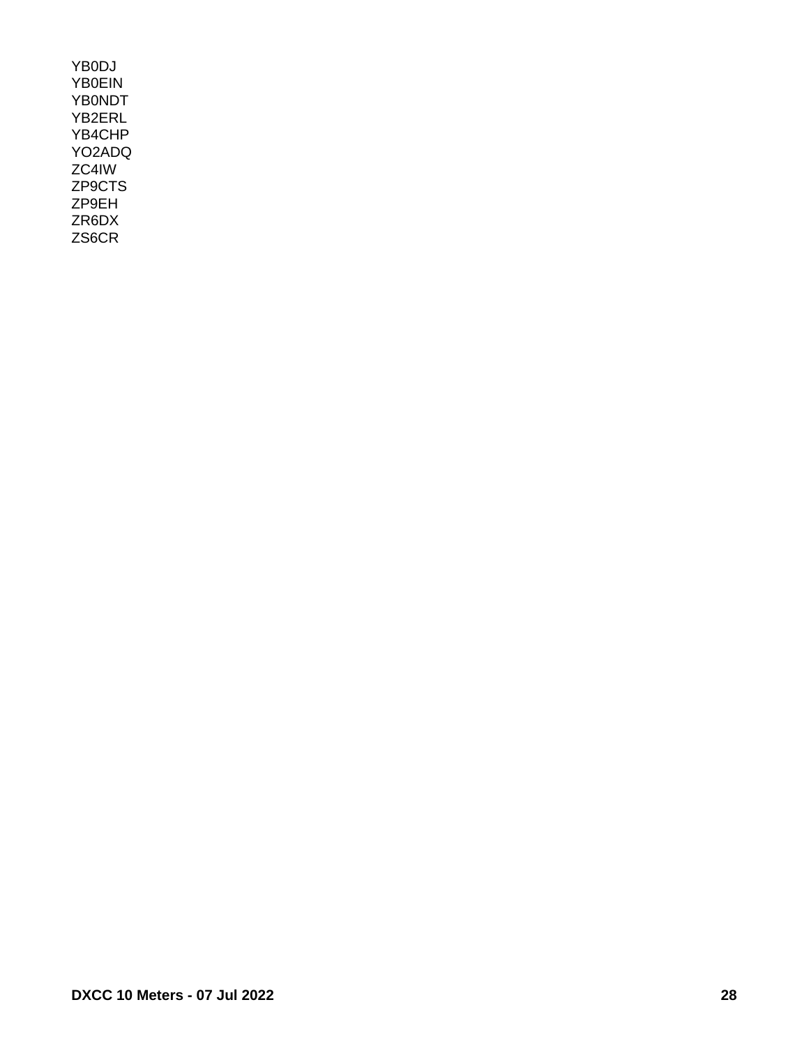YB0DJ
YB0EIN
YB0NDT
YB2ERL
YB4CHP
YO2ADQ
ZC4IW
ZP9CTS
ZP9EH
ZR6DX
ZS6CR